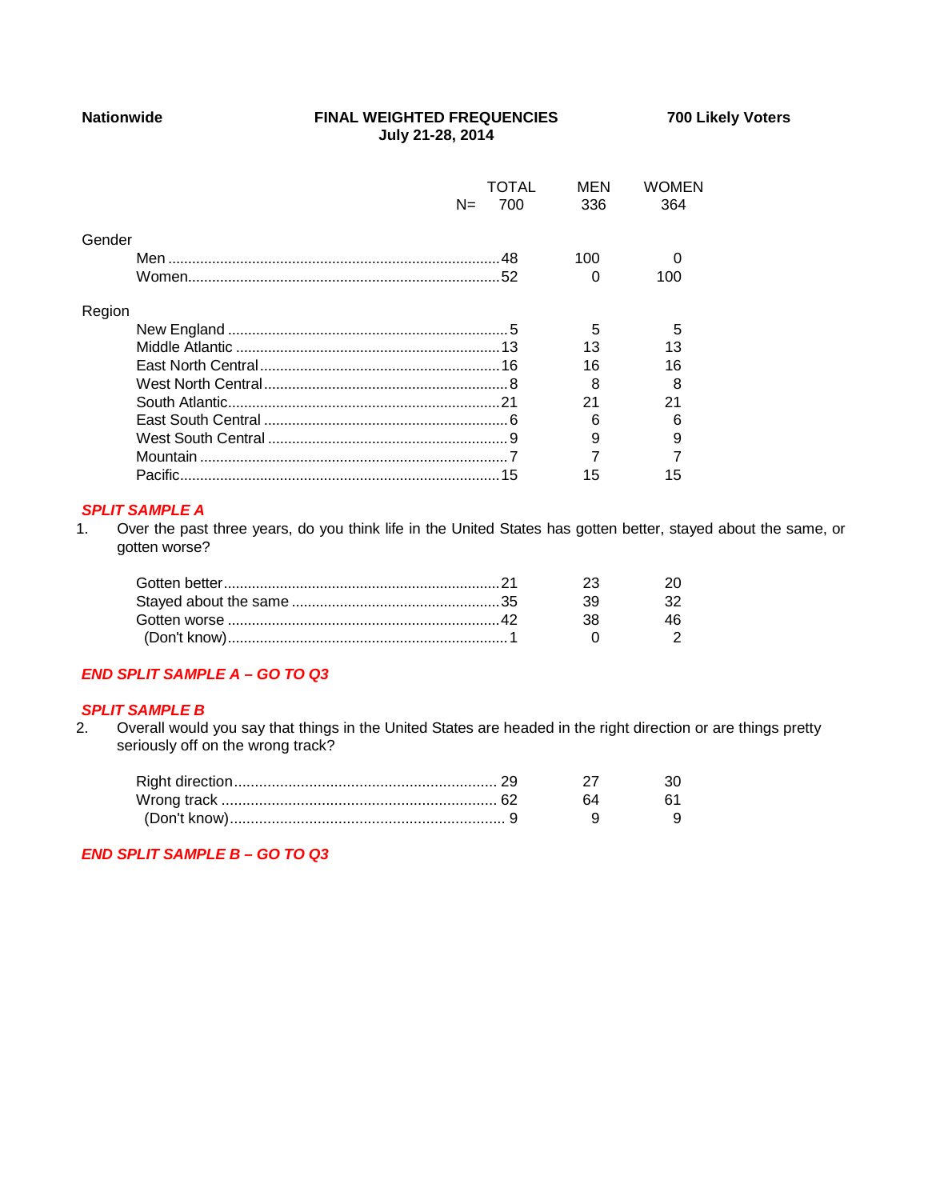**Nationwide** **FINAL WEIGHTED FREQUENCIES** **700 Likely Voters**
**July 21-28, 2014**

| | TOTAL | MEN | WOMEN |
|---|---|---|---|
| N= | 700 | 336 | 364 |
| **Gender** | | | |
| Men | 48 | 100 | 0 |
| Women | 52 | 0 | 100 |
| **Region** | | | |
| New England | 5 | 5 | 5 |
| Middle Atlantic | 13 | 13 | 13 |
| East North Central | 16 | 16 | 16 |
| West North Central | 8 | 8 | 8 |
| South Atlantic | 21 | 21 | 21 |
| East South Central | 6 | 6 | 6 |
| West South Central | 9 | 9 | 9 |
| Mountain | 7 | 7 | 7 |
| Pacific | 15 | 15 | 15 |

***SPLIT SAMPLE A***

1. Over the past three years, do you think life in the United States has gotten better, stayed about the same, or gotten worse?

| | TOTAL | MEN | WOMEN |
|---|---|---|---|
| Gotten better | 21 | 23 | 20 |
| Stayed about the same | 35 | 39 | 32 |
| Gotten worse | 42 | 38 | 46 |
| (Don't know) | 1 | 0 | 2 |

***END SPLIT SAMPLE A – GO TO Q3***

***SPLIT SAMPLE B***

2. Overall would you say that things in the United States are headed in the right direction or are things pretty seriously off on the wrong track?

| | TOTAL | MEN | WOMEN |
|---|---|---|---|
| Right direction | 29 | 27 | 30 |
| Wrong track | 62 | 64 | 61 |
| (Don't know) | 9 | 9 | 9 |

***END SPLIT SAMPLE B – GO TO Q3***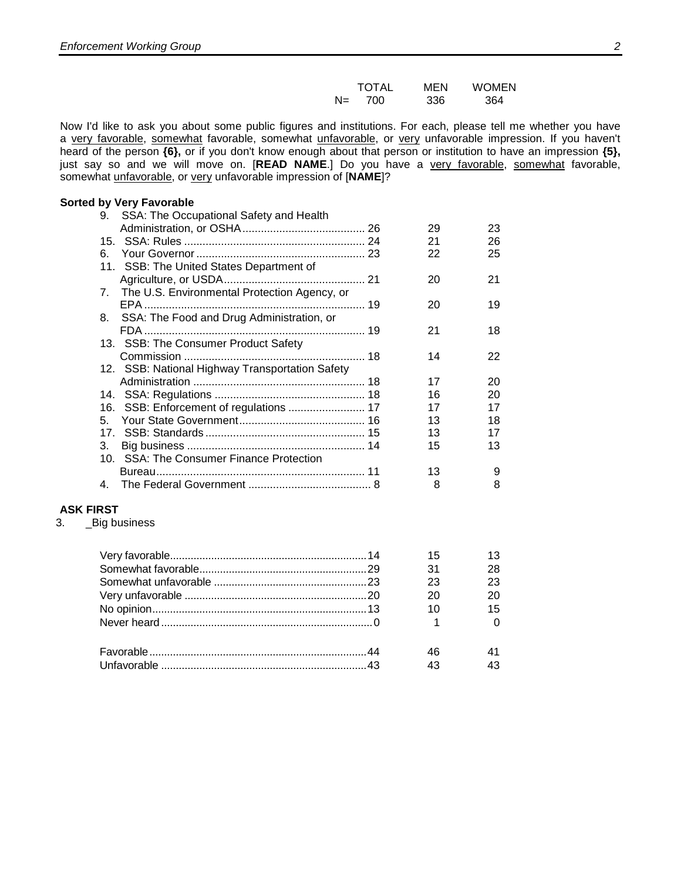| | TOTAL | MEN | WOMEN |
|---|---|---|---|
| N= | 700 | 336 | 364 |

Now I'd like to ask you about some public figures and institutions. For each, please tell me whether you have a very favorable, somewhat favorable, somewhat unfavorable, or very unfavorable impression. If you haven't heard of the person **{6},** or if you don't know enough about that person or institution to have an impression **{5},** just say so and we will move on. [**READ NAME**.] Do you have a very favorable, somewhat favorable, somewhat unfavorable, or very unfavorable impression of [**NAME**]?

**Sorted by Very Favorable**

| | TOTAL | MEN | WOMEN |
|---|---|---|---|
| 9. SSA: The Occupational Safety and Health Administration, or OSHA | 26 | 29 | 23 |
| 15. SSA: Rules | 24 | 21 | 26 |
| 6. Your Governor | 23 | 22 | 25 |
| 11. SSB: The United States Department of Agriculture, or USDA | 21 | 20 | 21 |
| 7. The U.S. Environmental Protection Agency, or EPA | 19 | 20 | 19 |
| 8. SSA: The Food and Drug Administration, or FDA | 19 | 21 | 18 |
| 13. SSB: The Consumer Product Safety Commission | 18 | 14 | 22 |
| 12. SSB: National Highway Transportation Safety Administration | 18 | 17 | 20 |
| 14. SSA: Regulations | 18 | 16 | 20 |
| 16. SSB: Enforcement of regulations | 17 | 17 | 17 |
| 5. Your State Government | 16 | 13 | 18 |
| 17. SSB: Standards | 15 | 13 | 17 |
| 3. Big business | 14 | 15 | 13 |
| 10. SSA: The Consumer Finance Protection Bureau | 11 | 13 | 9 |
| 4. The Federal Government | 8 | 8 | 8 |

**ASK FIRST**

3. _Big business

| | TOTAL | MEN | WOMEN |
|---|---|---|---|
| Very favorable | 14 | 15 | 13 |
| Somewhat favorable | 29 | 31 | 28 |
| Somewhat unfavorable | 23 | 23 | 23 |
| Very unfavorable | 20 | 20 | 20 |
| No opinion | 13 | 10 | 15 |
| Never heard | 0 | 1 | 0 |
| | | | |
| Favorable | 44 | 46 | 41 |
| Unfavorable | 43 | 43 | 43 |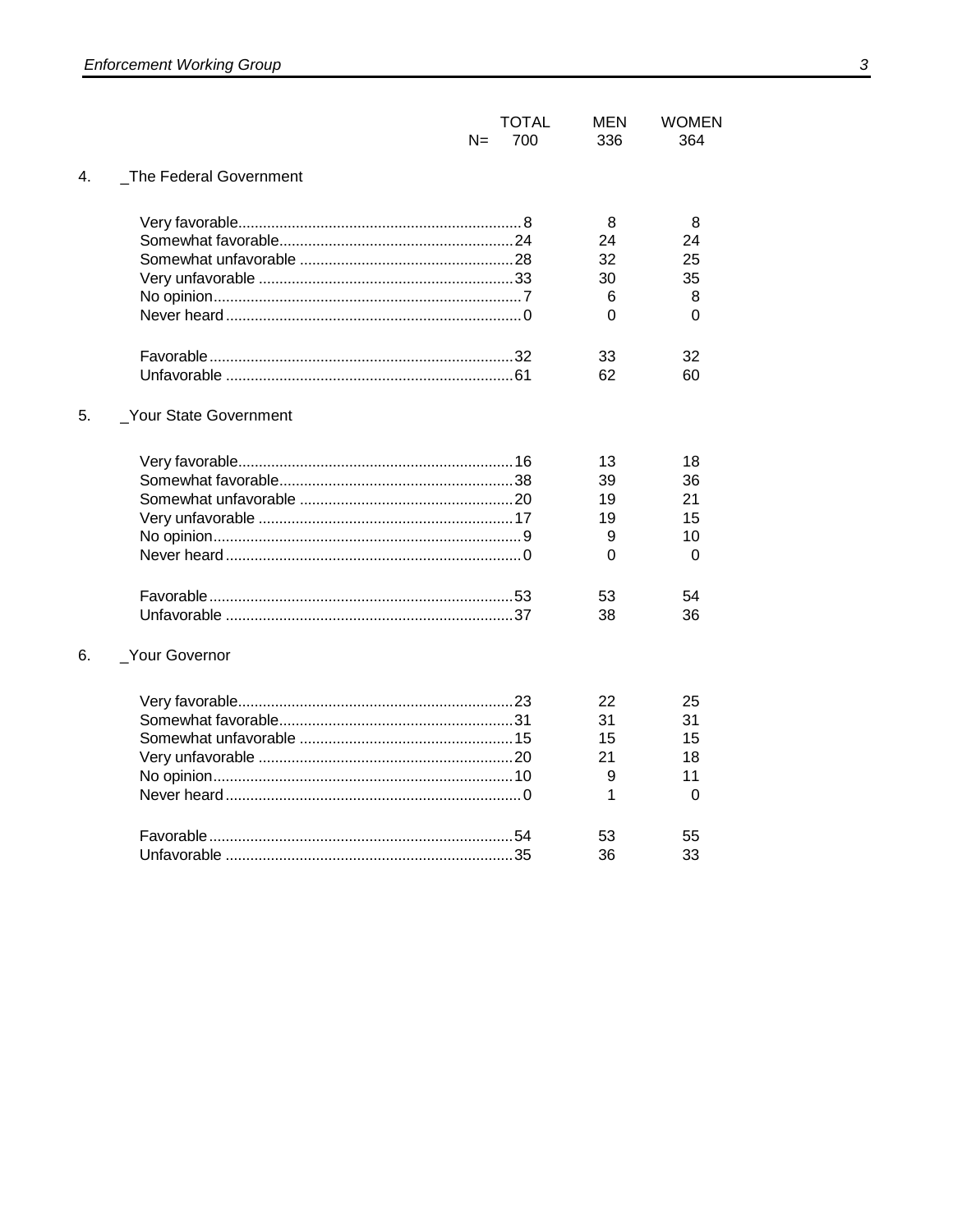| | TOTAL | MEN | WOMEN |
|---|---|---|---|
| N= | 700 | 336 | 364 |

4. _The Federal Government

| | TOTAL | MEN | WOMEN |
|---|---|---|---|
| Very favorable | 8 | 8 | 8 |
| Somewhat favorable | 24 | 24 | 24 |
| Somewhat unfavorable | 28 | 32 | 25 |
| Very unfavorable | 33 | 30 | 35 |
| No opinion | 7 | 6 | 8 |
| Never heard | 0 | 0 | 0 |
| | | | |
| Favorable | 32 | 33 | 32 |
| Unfavorable | 61 | 62 | 60 |

5. _Your State Government

| | TOTAL | MEN | WOMEN |
|---|---|---|---|
| Very favorable | 16 | 13 | 18 |
| Somewhat favorable | 38 | 39 | 36 |
| Somewhat unfavorable | 20 | 19 | 21 |
| Very unfavorable | 17 | 19 | 15 |
| No opinion | 9 | 9 | 10 |
| Never heard | 0 | 0 | 0 |
| | | | |
| Favorable | 53 | 53 | 54 |
| Unfavorable | 37 | 38 | 36 |

6. _Your Governor

| | TOTAL | MEN | WOMEN |
|---|---|---|---|
| Very favorable | 23 | 22 | 25 |
| Somewhat favorable | 31 | 31 | 31 |
| Somewhat unfavorable | 15 | 15 | 15 |
| Very unfavorable | 20 | 21 | 18 |
| No opinion | 10 | 9 | 11 |
| Never heard | 0 | 1 | 0 |
| | | | |
| Favorable | 54 | 53 | 55 |
| Unfavorable | 35 | 36 | 33 |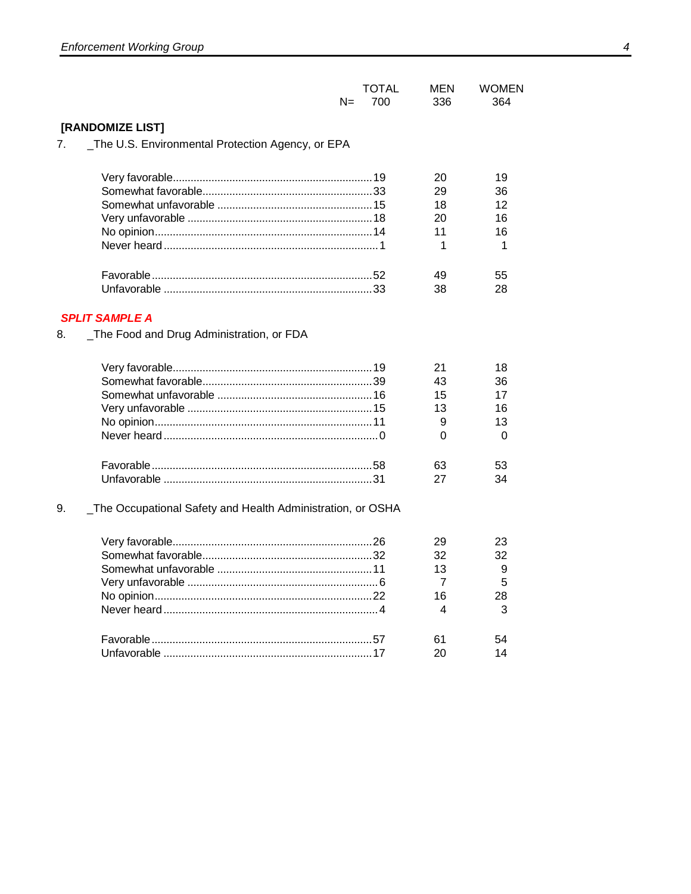| | TOTAL | MEN | WOMEN |
|---|---|---|---|
| N= | 700 | 336 | 364 |

**[RANDOMIZE LIST]**

7. _The U.S. Environmental Protection Agency, or EPA

| | TOTAL | MEN | WOMEN |
|---|---|---|---|
| Very favorable | 19 | 20 | 19 |
| Somewhat favorable | 33 | 29 | 36 |
| Somewhat unfavorable | 15 | 18 | 12 |
| Very unfavorable | 18 | 20 | 16 |
| No opinion | 14 | 11 | 16 |
| Never heard | 1 | 1 | 1 |
| | | | |
| Favorable | 52 | 49 | 55 |
| Unfavorable | 33 | 38 | 28 |

***SPLIT SAMPLE A***

8. _The Food and Drug Administration, or FDA

| | TOTAL | MEN | WOMEN |
|---|---|---|---|
| Very favorable | 19 | 21 | 18 |
| Somewhat favorable | 39 | 43 | 36 |
| Somewhat unfavorable | 16 | 15 | 17 |
| Very unfavorable | 15 | 13 | 16 |
| No opinion | 11 | 9 | 13 |
| Never heard | 0 | 0 | 0 |
| | | | |
| Favorable | 58 | 63 | 53 |
| Unfavorable | 31 | 27 | 34 |

9. _The Occupational Safety and Health Administration, or OSHA

| | TOTAL | MEN | WOMEN |
|---|---|---|---|
| Very favorable | 26 | 29 | 23 |
| Somewhat favorable | 32 | 32 | 32 |
| Somewhat unfavorable | 11 | 13 | 9 |
| Very unfavorable | 6 | 7 | 5 |
| No opinion | 22 | 16 | 28 |
| Never heard | 4 | 4 | 3 |
| | | | |
| Favorable | 57 | 61 | 54 |
| Unfavorable | 17 | 20 | 14 |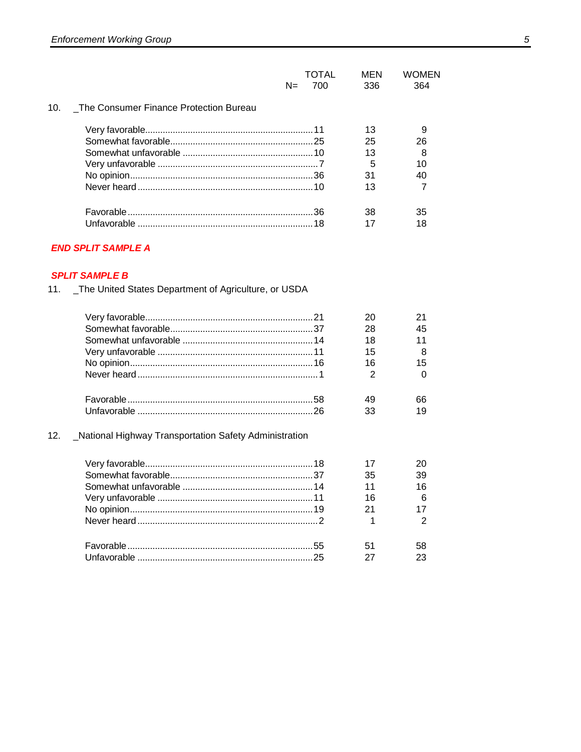| | TOTAL | MEN | WOMEN |
|---|---|---|---|
| N= | 700 | 336 | 364 |

10. _The Consumer Finance Protection Bureau

| | TOTAL | MEN | WOMEN |
|---|---|---|---|
| Very favorable | 11 | 13 | 9 |
| Somewhat favorable | 25 | 25 | 26 |
| Somewhat unfavorable | 10 | 13 | 8 |
| Very unfavorable | 7 | 5 | 10 |
| No opinion | 36 | 31 | 40 |
| Never heard | 10 | 13 | 7 |
| | | | |
| Favorable | 36 | 38 | 35 |
| Unfavorable | 18 | 17 | 18 |

***END SPLIT SAMPLE A***

***SPLIT SAMPLE B***

11. _The United States Department of Agriculture, or USDA

| | TOTAL | MEN | WOMEN |
|---|---|---|---|
| Very favorable | 21 | 20 | 21 |
| Somewhat favorable | 37 | 28 | 45 |
| Somewhat unfavorable | 14 | 18 | 11 |
| Very unfavorable | 11 | 15 | 8 |
| No opinion | 16 | 16 | 15 |
| Never heard | 1 | 2 | 0 |
| | | | |
| Favorable | 58 | 49 | 66 |
| Unfavorable | 26 | 33 | 19 |

12. _National Highway Transportation Safety Administration

| | TOTAL | MEN | WOMEN |
|---|---|---|---|
| Very favorable | 18 | 17 | 20 |
| Somewhat favorable | 37 | 35 | 39 |
| Somewhat unfavorable | 14 | 11 | 16 |
| Very unfavorable | 11 | 16 | 6 |
| No opinion | 19 | 21 | 17 |
| Never heard | 2 | 1 | 2 |
| | | | |
| Favorable | 55 | 51 | 58 |
| Unfavorable | 25 | 27 | 23 |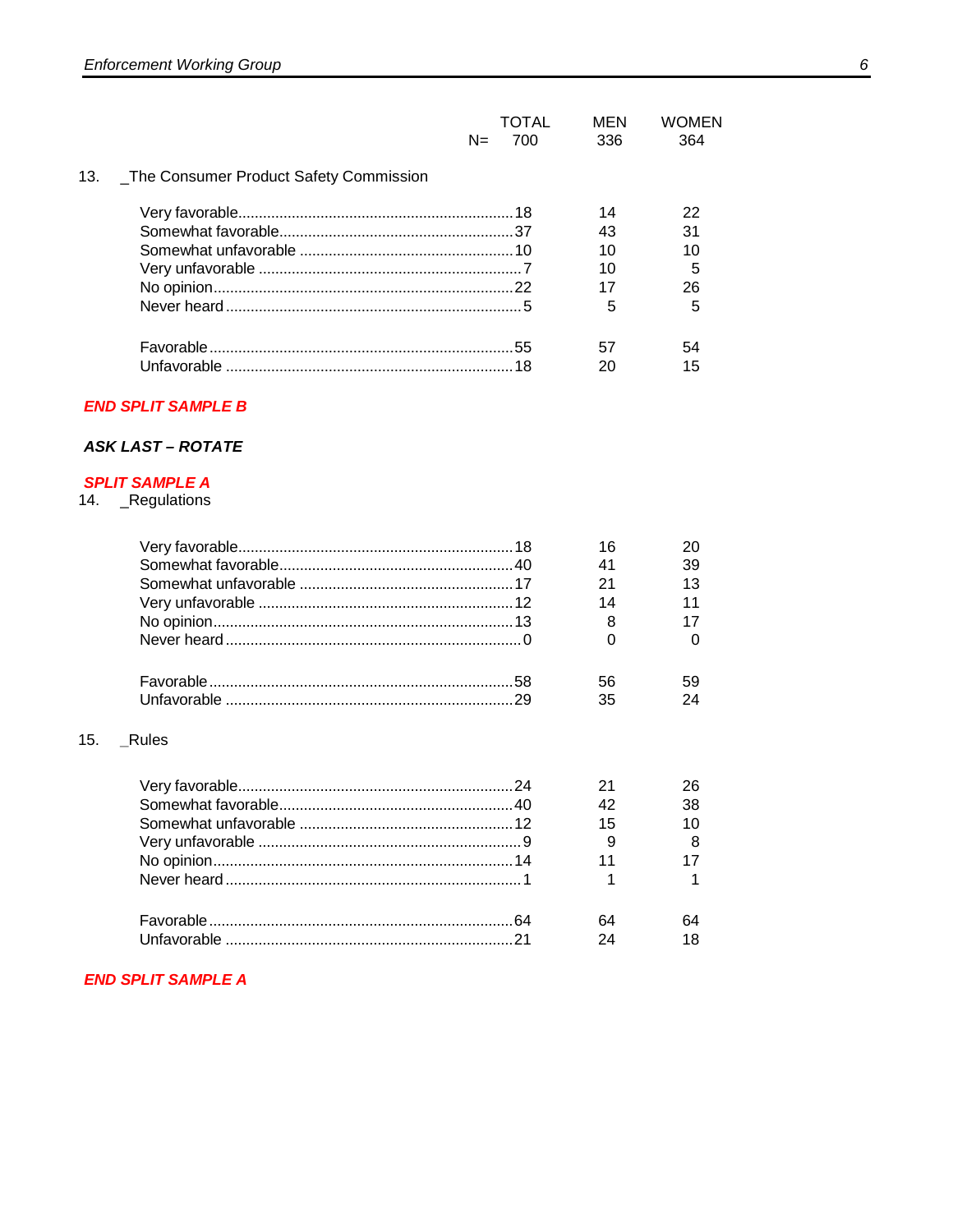| | TOTAL | MEN | WOMEN |
|---|---|---|---|
| N= | 700 | 336 | 364 |

13. _The Consumer Product Safety Commission

| | TOTAL | MEN | WOMEN |
|---|---|---|---|
| Very favorable | 18 | 14 | 22 |
| Somewhat favorable | 37 | 43 | 31 |
| Somewhat unfavorable | 10 | 10 | 10 |
| Very unfavorable | 7 | 10 | 5 |
| No opinion | 22 | 17 | 26 |
| Never heard | 5 | 5 | 5 |
| | | | |
| Favorable | 55 | 57 | 54 |
| Unfavorable | 18 | 20 | 15 |

***END SPLIT SAMPLE B***

***ASK LAST – ROTATE***

***SPLIT SAMPLE A***

14. _Regulations

| | TOTAL | MEN | WOMEN |
|---|---|---|---|
| Very favorable | 18 | 16 | 20 |
| Somewhat favorable | 40 | 41 | 39 |
| Somewhat unfavorable | 17 | 21 | 13 |
| Very unfavorable | 12 | 14 | 11 |
| No opinion | 13 | 8 | 17 |
| Never heard | 0 | 0 | 0 |
| | | | |
| Favorable | 58 | 56 | 59 |
| Unfavorable | 29 | 35 | 24 |

15. _Rules

| | TOTAL | MEN | WOMEN |
|---|---|---|---|
| Very favorable | 24 | 21 | 26 |
| Somewhat favorable | 40 | 42 | 38 |
| Somewhat unfavorable | 12 | 15 | 10 |
| Very unfavorable | 9 | 9 | 8 |
| No opinion | 14 | 11 | 17 |
| Never heard | 1 | 1 | 1 |
| | | | |
| Favorable | 64 | 64 | 64 |
| Unfavorable | 21 | 24 | 18 |

***END SPLIT SAMPLE A***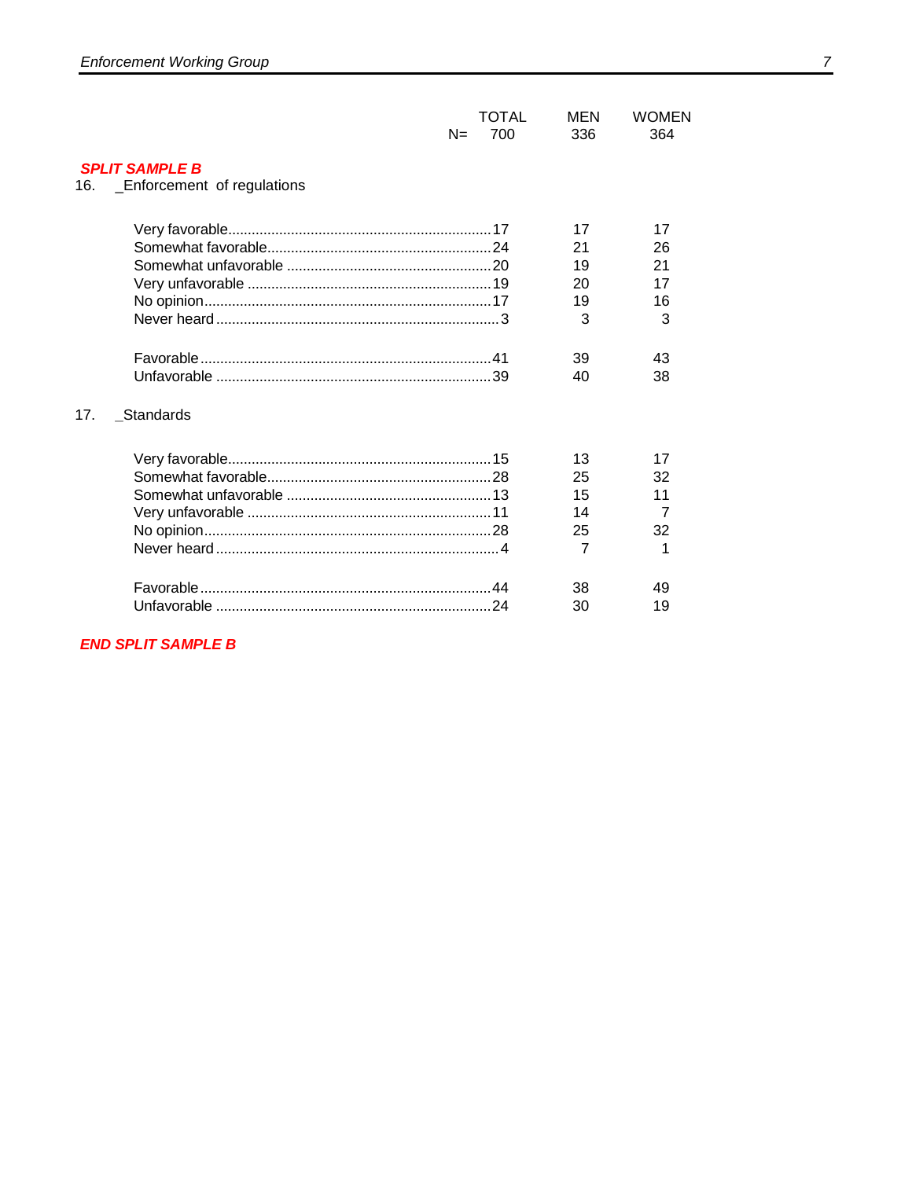***SPLIT SAMPLE B***

16. _Enforcement of regulations

| | TOTAL | MEN | WOMEN |
|---|---|---|---|
| N= | 700 | 336 | 364 |
| Very favorable | 17 | 17 | 17 |
| Somewhat favorable | 24 | 21 | 26 |
| Somewhat unfavorable | 20 | 19 | 21 |
| Very unfavorable | 19 | 20 | 17 |
| No opinion | 17 | 19 | 16 |
| Never heard | 3 | 3 | 3 |
| Favorable | 41 | 39 | 43 |
| Unfavorable | 39 | 40 | 38 |

17. _Standards

| | TOTAL | MEN | WOMEN |
|---|---|---|---|
| Very favorable | 15 | 13 | 17 |
| Somewhat favorable | 28 | 25 | 32 |
| Somewhat unfavorable | 13 | 15 | 11 |
| Very unfavorable | 11 | 14 | 7 |
| No opinion | 28 | 25 | 32 |
| Never heard | 4 | 7 | 1 |
| Favorable | 44 | 38 | 49 |
| Unfavorable | 24 | 30 | 19 |

***END SPLIT SAMPLE B***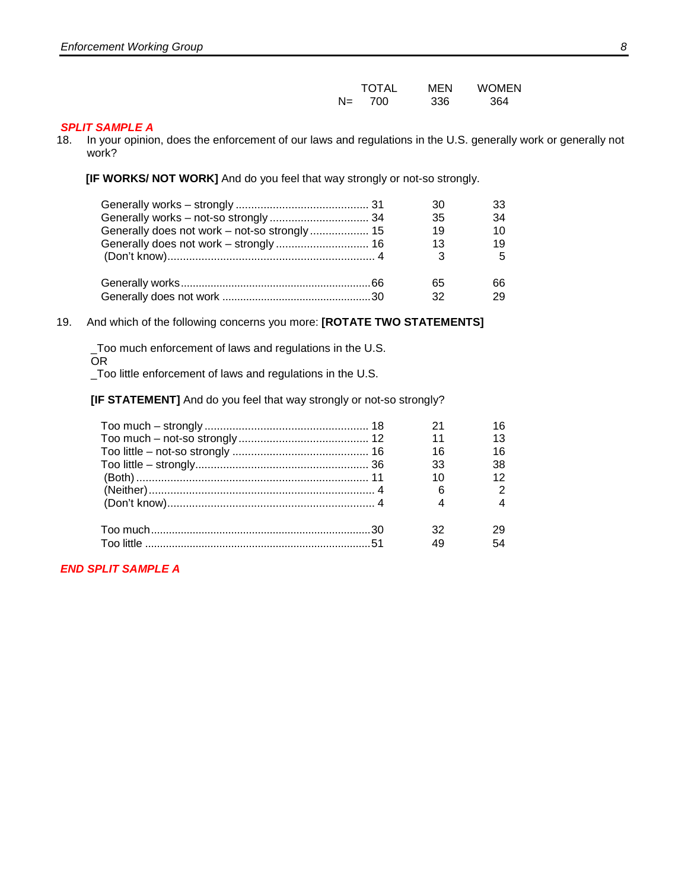| | TOTAL | MEN | WOMEN |
|---|---|---|---|
| N= | 700 | 336 | 364 |

***SPLIT SAMPLE A***

18. In your opinion, does the enforcement of our laws and regulations in the U.S. generally work or generally not work?

**[IF WORKS/ NOT WORK]** And do you feel that way strongly or not-so strongly.

| | TOTAL | MEN | WOMEN |
|---|---|---|---|
| Generally works – strongly | 31 | 30 | 33 |
| Generally works – not-so strongly | 34 | 35 | 34 |
| Generally does not work – not-so strongly | 15 | 19 | 10 |
| Generally does not work – strongly | 16 | 13 | 19 |
| (Don't know) | 4 | 3 | 5 |
| | | | |
| Generally works | 66 | 65 | 66 |
| Generally does not work | 30 | 32 | 29 |

19. And which of the following concerns you more: **[ROTATE TWO STATEMENTS]**

_Too much enforcement of laws and regulations in the U.S.
OR
_Too little enforcement of laws and regulations in the U.S.

**[IF STATEMENT]** And do you feel that way strongly or not-so strongly?

| | TOTAL | MEN | WOMEN |
|---|---|---|---|
| Too much – strongly | 18 | 21 | 16 |
| Too much – not-so strongly | 12 | 11 | 13 |
| Too little – not-so strongly | 16 | 16 | 16 |
| Too little – strongly | 36 | 33 | 38 |
| (Both) | 11 | 10 | 12 |
| (Neither) | 4 | 6 | 2 |
| (Don't know) | 4 | 4 | 4 |
| | | | |
| Too much | 30 | 32 | 29 |
| Too little | 51 | 49 | 54 |

***END SPLIT SAMPLE A***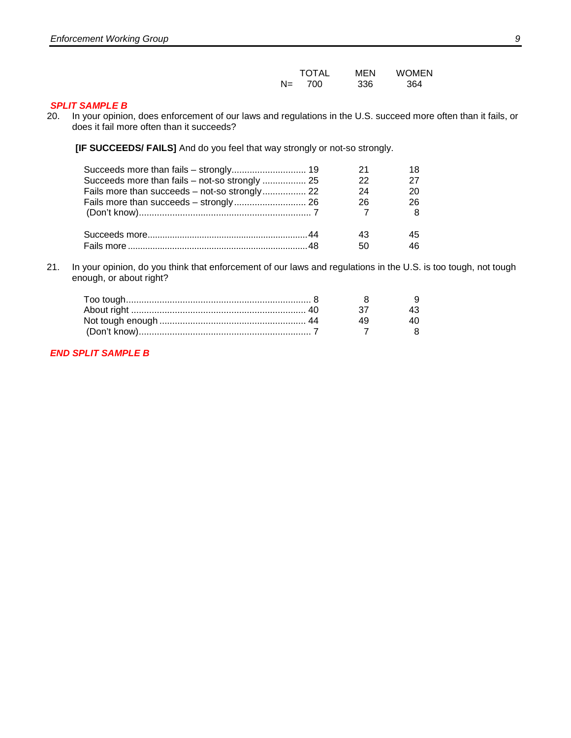***SPLIT SAMPLE B***

20. In your opinion, does enforcement of our laws and regulations in the U.S. succeed more often than it fails, or does it fail more often than it succeeds?

    **[IF SUCCEEDS/ FAILS]** And do you feel that way strongly or not-so strongly.

| | TOTAL | MEN | WOMEN |
|---|---|---|---|
| N= | 700 | 336 | 364 |
| Succeeds more than fails – strongly | 19 | 21 | 18 |
| Succeeds more than fails – not-so strongly | 25 | 22 | 27 |
| Fails more than succeeds – not-so strongly | 22 | 24 | 20 |
| Fails more than succeeds – strongly | 26 | 26 | 26 |
| (Don't know) | 7 | 7 | 8 |
| Succeeds more | 44 | 43 | 45 |
| Fails more | 48 | 50 | 46 |

21. In your opinion, do you think that enforcement of our laws and regulations in the U.S. is too tough, not tough enough, or about right?

| | TOTAL | MEN | WOMEN |
|---|---|---|---|
| Too tough | 8 | 8 | 9 |
| About right | 40 | 37 | 43 |
| Not tough enough | 44 | 49 | 40 |
| (Don't know) | 7 | 7 | 8 |

***END SPLIT SAMPLE B***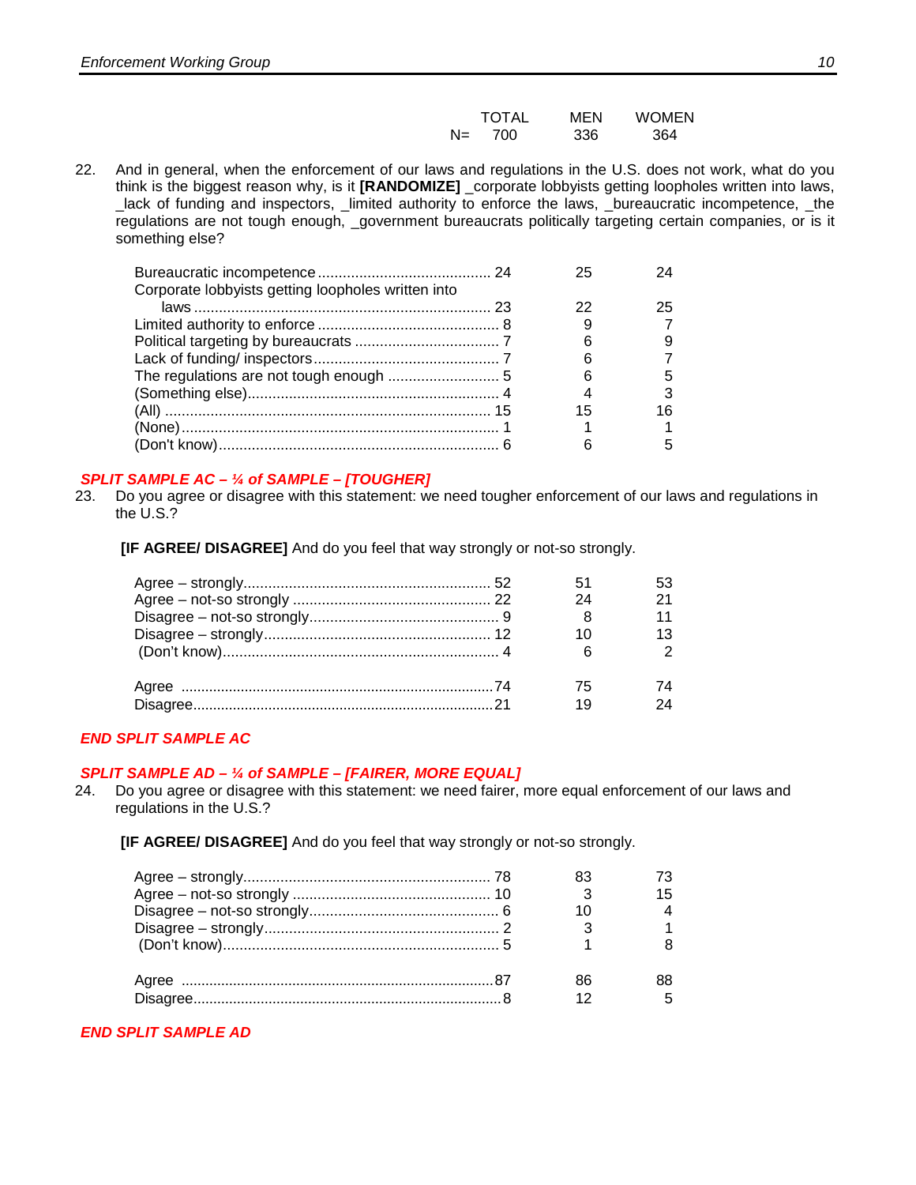| | TOTAL | MEN | WOMEN |
|---|---|---|---|
| N= | 700 | 336 | 364 |

22. And in general, when the enforcement of our laws and regulations in the U.S. does not work, what do you think is the biggest reason why, is it **[RANDOMIZE]** _corporate lobbyists getting loopholes written into laws, _lack of funding and inspectors, _limited authority to enforce the laws, _bureaucratic incompetence, _the regulations are not tough enough, _government bureaucrats politically targeting certain companies, or is it something else?

| | TOTAL | MEN | WOMEN |
|---|---|---|---|
| Bureaucratic incompetence | 24 | 25 | 24 |
| Corporate lobbyists getting loopholes written into laws | 23 | 22 | 25 |
| Limited authority to enforce | 8 | 9 | 7 |
| Political targeting by bureaucrats | 7 | 6 | 9 |
| Lack of funding/ inspectors | 7 | 6 | 7 |
| The regulations are not tough enough | 5 | 6 | 5 |
| (Something else) | 4 | 4 | 3 |
| (All) | 15 | 15 | 16 |
| (None) | 1 | 1 | 1 |
| (Don't know) | 6 | 6 | 5 |

***SPLIT SAMPLE AC – ¼ of SAMPLE – [TOUGHER]***

23. Do you agree or disagree with this statement: we need tougher enforcement of our laws and regulations in the U.S.?

**[IF AGREE/ DISAGREE]** And do you feel that way strongly or not-so strongly.

| | TOTAL | MEN | WOMEN |
|---|---|---|---|
| Agree – strongly | 52 | 51 | 53 |
| Agree – not-so strongly | 22 | 24 | 21 |
| Disagree – not-so strongly | 9 | 8 | 11 |
| Disagree – strongly | 12 | 10 | 13 |
| (Don't know) | 4 | 6 | 2 |
| | | | |
| Agree | 74 | 75 | 74 |
| Disagree | 21 | 19 | 24 |

***END SPLIT SAMPLE AC***

***SPLIT SAMPLE AD – ¼ of SAMPLE – [FAIRER, MORE EQUAL]***

24. Do you agree or disagree with this statement: we need fairer, more equal enforcement of our laws and regulations in the U.S.?

**[IF AGREE/ DISAGREE]** And do you feel that way strongly or not-so strongly.

| | TOTAL | MEN | WOMEN |
|---|---|---|---|
| Agree – strongly | 78 | 83 | 73 |
| Agree – not-so strongly | 10 | 3 | 15 |
| Disagree – not-so strongly | 6 | 10 | 4 |
| Disagree – strongly | 2 | 3 | 1 |
| (Don't know) | 5 | 1 | 8 |
| | | | |
| Agree | 87 | 86 | 88 |
| Disagree | 8 | 12 | 5 |

***END SPLIT SAMPLE AD***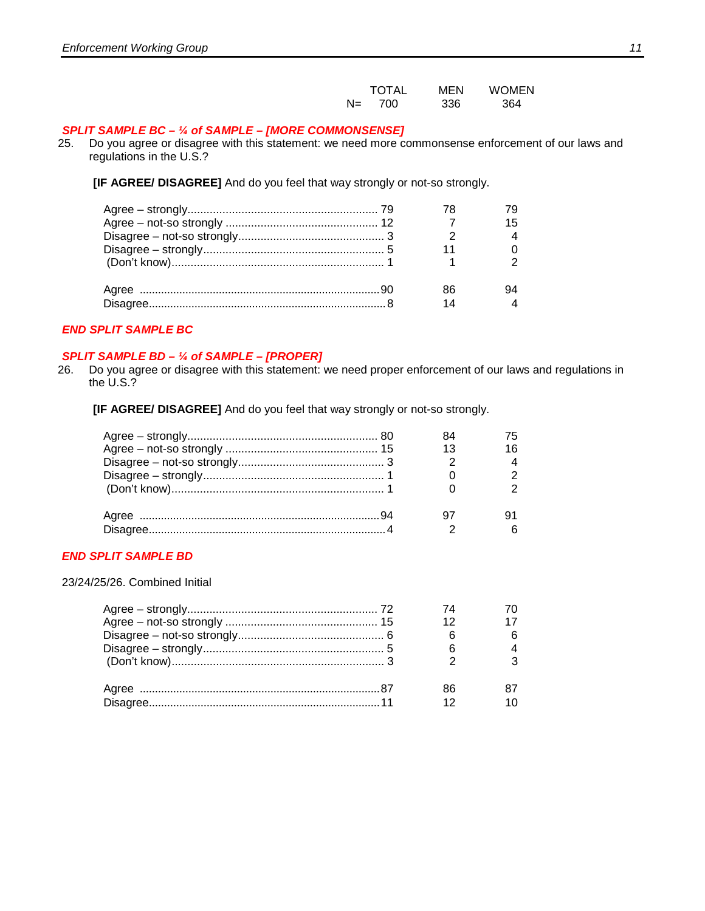| | TOTAL | MEN | WOMEN |
|---|---|---|---|
| N= | 700 | 336 | 364 |

***SPLIT SAMPLE BC – ¼ of SAMPLE – [MORE COMMONSENSE]***

25. Do you agree or disagree with this statement: we need more commonsense enforcement of our laws and regulations in the U.S.?

**[IF AGREE/ DISAGREE]** And do you feel that way strongly or not-so strongly.

| | TOTAL | MEN | WOMEN |
|---|---|---|---|
| Agree – strongly | 79 | 78 | 79 |
| Agree – not-so strongly | 12 | 7 | 15 |
| Disagree – not-so strongly | 3 | 2 | 4 |
| Disagree – strongly | 5 | 11 | 0 |
| (Don't know) | 1 | 1 | 2 |
| | | | |
| Agree | 90 | 86 | 94 |
| Disagree | 8 | 14 | 4 |

***END SPLIT SAMPLE BC***

***SPLIT SAMPLE BD – ¼ of SAMPLE – [PROPER]***

26. Do you agree or disagree with this statement: we need proper enforcement of our laws and regulations in the U.S.?

**[IF AGREE/ DISAGREE]** And do you feel that way strongly or not-so strongly.

| | TOTAL | MEN | WOMEN |
|---|---|---|---|
| Agree – strongly | 80 | 84 | 75 |
| Agree – not-so strongly | 15 | 13 | 16 |
| Disagree – not-so strongly | 3 | 2 | 4 |
| Disagree – strongly | 1 | 0 | 2 |
| (Don't know) | 1 | 0 | 2 |
| | | | |
| Agree | 94 | 97 | 91 |
| Disagree | 4 | 2 | 6 |

***END SPLIT SAMPLE BD***

23/24/25/26. Combined Initial

| | TOTAL | MEN | WOMEN |
|---|---|---|---|
| Agree – strongly | 72 | 74 | 70 |
| Agree – not-so strongly | 15 | 12 | 17 |
| Disagree – not-so strongly | 6 | 6 | 6 |
| Disagree – strongly | 5 | 6 | 4 |
| (Don't know) | 3 | 2 | 3 |
| | | | |
| Agree | 87 | 86 | 87 |
| Disagree | 11 | 12 | 10 |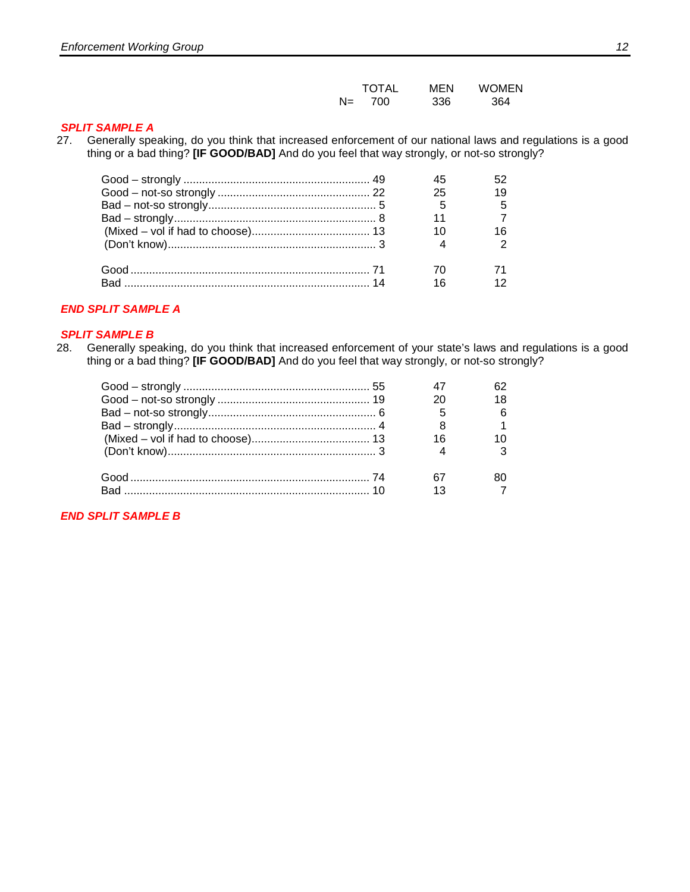| | TOTAL | MEN | WOMEN |
|---|---|---|---|
| N= | 700 | 336 | 364 |

***SPLIT SAMPLE A***

27. Generally speaking, do you think that increased enforcement of our national laws and regulations is a good thing or a bad thing? **[IF GOOD/BAD]** And do you feel that way strongly, or not-so strongly?

| | TOTAL | MEN | WOMEN |
|---|---|---|---|
| Good – strongly | 49 | 45 | 52 |
| Good – not-so strongly | 22 | 25 | 19 |
| Bad – not-so strongly | 5 | 5 | 5 |
| Bad – strongly | 8 | 11 | 7 |
| (Mixed – vol if had to choose) | 13 | 10 | 16 |
| (Don't know) | 3 | 4 | 2 |
| | | | |
| Good | 71 | 70 | 71 |
| Bad | 14 | 16 | 12 |

***END SPLIT SAMPLE A***

***SPLIT SAMPLE B***

28. Generally speaking, do you think that increased enforcement of your state's laws and regulations is a good thing or a bad thing? **[IF GOOD/BAD]** And do you feel that way strongly, or not-so strongly?

| | TOTAL | MEN | WOMEN |
|---|---|---|---|
| Good – strongly | 55 | 47 | 62 |
| Good – not-so strongly | 19 | 20 | 18 |
| Bad – not-so strongly | 6 | 5 | 6 |
| Bad – strongly | 4 | 8 | 1 |
| (Mixed – vol if had to choose) | 13 | 16 | 10 |
| (Don't know) | 3 | 4 | 3 |
| | | | |
| Good | 74 | 67 | 80 |
| Bad | 10 | 13 | 7 |

***END SPLIT SAMPLE B***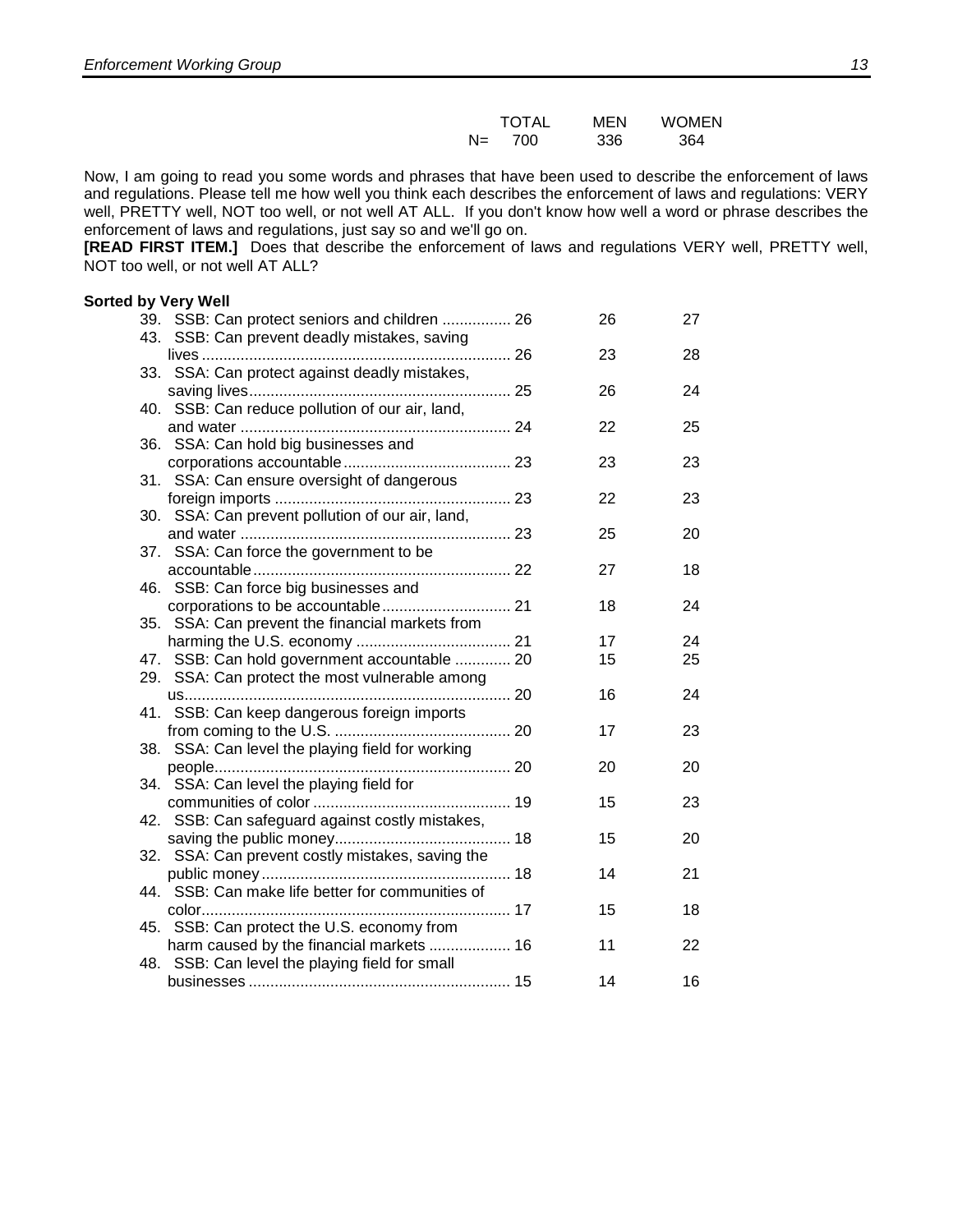| | TOTAL | MEN | WOMEN |
|---|---|---|---|
| N= | 700 | 336 | 364 |

Now, I am going to read you some words and phrases that have been used to describe the enforcement of laws and regulations. Please tell me how well you think each describes the enforcement of laws and regulations: VERY well, PRETTY well, NOT too well, or not well AT ALL. If you don't know how well a word or phrase describes the enforcement of laws and regulations, just say so and we'll go on.

**[READ FIRST ITEM.]** Does that describe the enforcement of laws and regulations VERY well, PRETTY well, NOT too well, or not well AT ALL?

**Sorted by Very Well**

| | TOTAL | MEN | WOMEN |
|---|---|---|---|
| 39. SSB: Can protect seniors and children | 26 | 26 | 27 |
| 43. SSB: Can prevent deadly mistakes, saving lives | 26 | 23 | 28 |
| 33. SSA: Can protect against deadly mistakes, saving lives | 25 | 26 | 24 |
| 40. SSB: Can reduce pollution of our air, land, and water | 24 | 22 | 25 |
| 36. SSA: Can hold big businesses and corporations accountable | 23 | 23 | 23 |
| 31. SSA: Can ensure oversight of dangerous foreign imports | 23 | 22 | 23 |
| 30. SSA: Can prevent pollution of our air, land, and water | 23 | 25 | 20 |
| 37. SSA: Can force the government to be accountable | 22 | 27 | 18 |
| 46. SSB: Can force big businesses and corporations to be accountable | 21 | 18 | 24 |
| 35. SSA: Can prevent the financial markets from harming the U.S. economy | 21 | 17 | 24 |
| 47. SSB: Can hold government accountable | 20 | 15 | 25 |
| 29. SSA: Can protect the most vulnerable among us | 20 | 16 | 24 |
| 41. SSB: Can keep dangerous foreign imports from coming to the U.S. | 20 | 17 | 23 |
| 38. SSA: Can level the playing field for working people | 20 | 20 | 20 |
| 34. SSA: Can level the playing field for communities of color | 19 | 15 | 23 |
| 42. SSB: Can safeguard against costly mistakes, saving the public money | 18 | 15 | 20 |
| 32. SSA: Can prevent costly mistakes, saving the public money | 18 | 14 | 21 |
| 44. SSB: Can make life better for communities of color | 17 | 15 | 18 |
| 45. SSB: Can protect the U.S. economy from harm caused by the financial markets | 16 | 11 | 22 |
| 48. SSB: Can level the playing field for small businesses | 15 | 14 | 16 |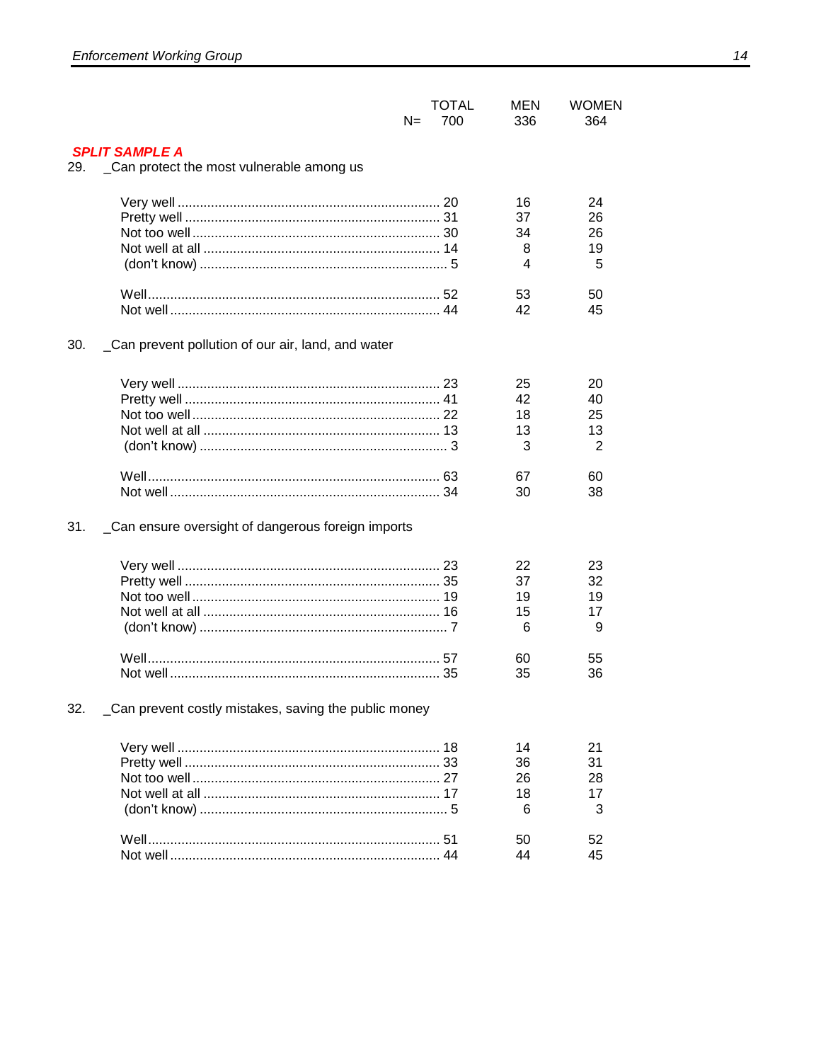| | TOTAL | MEN | WOMEN |
|---|---|---|---|
| N= | 700 | 336 | 364 |

***SPLIT SAMPLE A***

29. _Can protect the most vulnerable among us

| | TOTAL | MEN | WOMEN |
|---|---|---|---|
| Very well | 20 | 16 | 24 |
| Pretty well | 31 | 37 | 26 |
| Not too well | 30 | 34 | 26 |
| Not well at all | 14 | 8 | 19 |
| (don't know) | 5 | 4 | 5 |
| | | | |
| Well | 52 | 53 | 50 |
| Not well | 44 | 42 | 45 |

30. _Can prevent pollution of our air, land, and water

| | TOTAL | MEN | WOMEN |
|---|---|---|---|
| Very well | 23 | 25 | 20 |
| Pretty well | 41 | 42 | 40 |
| Not too well | 22 | 18 | 25 |
| Not well at all | 13 | 13 | 13 |
| (don't know) | 3 | 3 | 2 |
| | | | |
| Well | 63 | 67 | 60 |
| Not well | 34 | 30 | 38 |

31. _Can ensure oversight of dangerous foreign imports

| | TOTAL | MEN | WOMEN |
|---|---|---|---|
| Very well | 23 | 22 | 23 |
| Pretty well | 35 | 37 | 32 |
| Not too well | 19 | 19 | 19 |
| Not well at all | 16 | 15 | 17 |
| (don't know) | 7 | 6 | 9 |
| | | | |
| Well | 57 | 60 | 55 |
| Not well | 35 | 35 | 36 |

32. _Can prevent costly mistakes, saving the public money

| | TOTAL | MEN | WOMEN |
|---|---|---|---|
| Very well | 18 | 14 | 21 |
| Pretty well | 33 | 36 | 31 |
| Not too well | 27 | 26 | 28 |
| Not well at all | 17 | 18 | 17 |
| (don't know) | 5 | 6 | 3 |
| | | | |
| Well | 51 | 50 | 52 |
| Not well | 44 | 44 | 45 |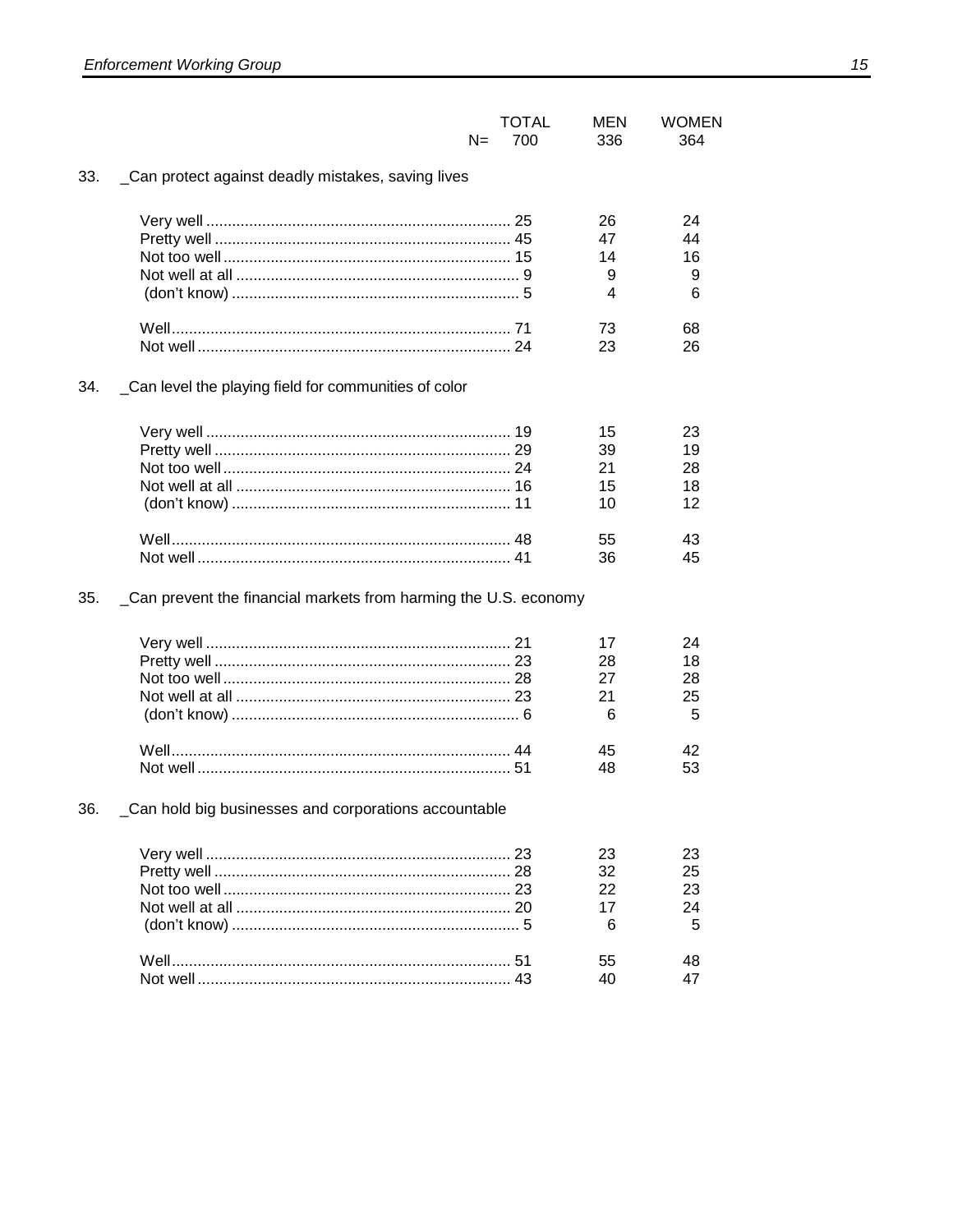| | TOTAL | MEN | WOMEN |
|---|---|---|---|
| N= | 700 | 336 | 364 |

33. _Can protect against deadly mistakes, saving lives

| | TOTAL | MEN | WOMEN |
|---|---|---|---|
| Very well | 25 | 26 | 24 |
| Pretty well | 45 | 47 | 44 |
| Not too well | 15 | 14 | 16 |
| Not well at all | 9 | 9 | 9 |
| (don't know) | 5 | 4 | 6 |
| Well | 71 | 73 | 68 |
| Not well | 24 | 23 | 26 |

34. _Can level the playing field for communities of color

| | TOTAL | MEN | WOMEN |
|---|---|---|---|
| Very well | 19 | 15 | 23 |
| Pretty well | 29 | 39 | 19 |
| Not too well | 24 | 21 | 28 |
| Not well at all | 16 | 15 | 18 |
| (don't know) | 11 | 10 | 12 |
| Well | 48 | 55 | 43 |
| Not well | 41 | 36 | 45 |

35. _Can prevent the financial markets from harming the U.S. economy

| | TOTAL | MEN | WOMEN |
|---|---|---|---|
| Very well | 21 | 17 | 24 |
| Pretty well | 23 | 28 | 18 |
| Not too well | 28 | 27 | 28 |
| Not well at all | 23 | 21 | 25 |
| (don't know) | 6 | 6 | 5 |
| Well | 44 | 45 | 42 |
| Not well | 51 | 48 | 53 |

36. _Can hold big businesses and corporations accountable

| | TOTAL | MEN | WOMEN |
|---|---|---|---|
| Very well | 23 | 23 | 23 |
| Pretty well | 28 | 32 | 25 |
| Not too well | 23 | 22 | 23 |
| Not well at all | 20 | 17 | 24 |
| (don't know) | 5 | 6 | 5 |
| Well | 51 | 55 | 48 |
| Not well | 43 | 40 | 47 |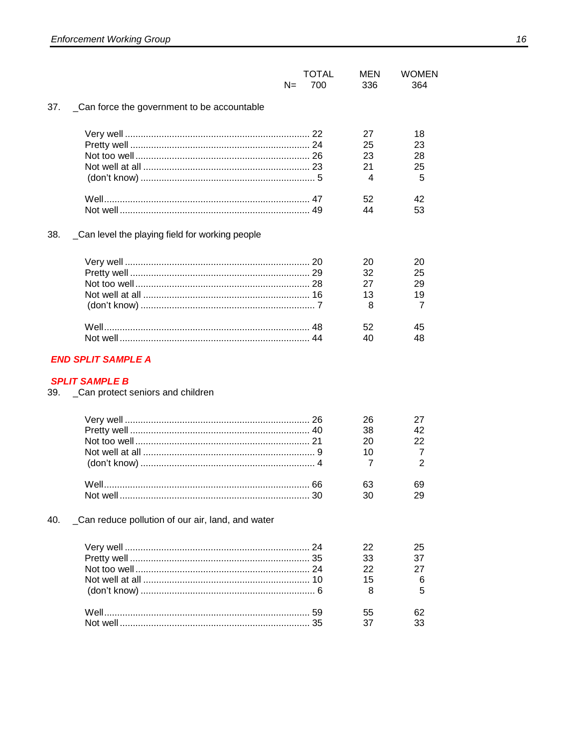| | TOTAL | MEN | WOMEN |
|---|---|---|---|
| N= | 700 | 336 | 364 |

37. _Can force the government to be accountable

| | TOTAL | MEN | WOMEN |
|---|---|---|---|
| Very well | 22 | 27 | 18 |
| Pretty well | 24 | 25 | 23 |
| Not too well | 26 | 23 | 28 |
| Not well at all | 23 | 21 | 25 |
| (don't know) | 5 | 4 | 5 |
| Well | 47 | 52 | 42 |
| Not well | 49 | 44 | 53 |

38. _Can level the playing field for working people

| | TOTAL | MEN | WOMEN |
|---|---|---|---|
| Very well | 20 | 20 | 20 |
| Pretty well | 29 | 32 | 25 |
| Not too well | 28 | 27 | 29 |
| Not well at all | 16 | 13 | 19 |
| (don't know) | 7 | 8 | 7 |
| Well | 48 | 52 | 45 |
| Not well | 44 | 40 | 48 |

***END SPLIT SAMPLE A***

***SPLIT SAMPLE B***

39. _Can protect seniors and children

| | TOTAL | MEN | WOMEN |
|---|---|---|---|
| Very well | 26 | 26 | 27 |
| Pretty well | 40 | 38 | 42 |
| Not too well | 21 | 20 | 22 |
| Not well at all | 9 | 10 | 7 |
| (don't know) | 4 | 7 | 2 |
| Well | 66 | 63 | 69 |
| Not well | 30 | 30 | 29 |

40. _Can reduce pollution of our air, land, and water

| | TOTAL | MEN | WOMEN |
|---|---|---|---|
| Very well | 24 | 22 | 25 |
| Pretty well | 35 | 33 | 37 |
| Not too well | 24 | 22 | 27 |
| Not well at all | 10 | 15 | 6 |
| (don't know) | 6 | 8 | 5 |
| Well | 59 | 55 | 62 |
| Not well | 35 | 37 | 33 |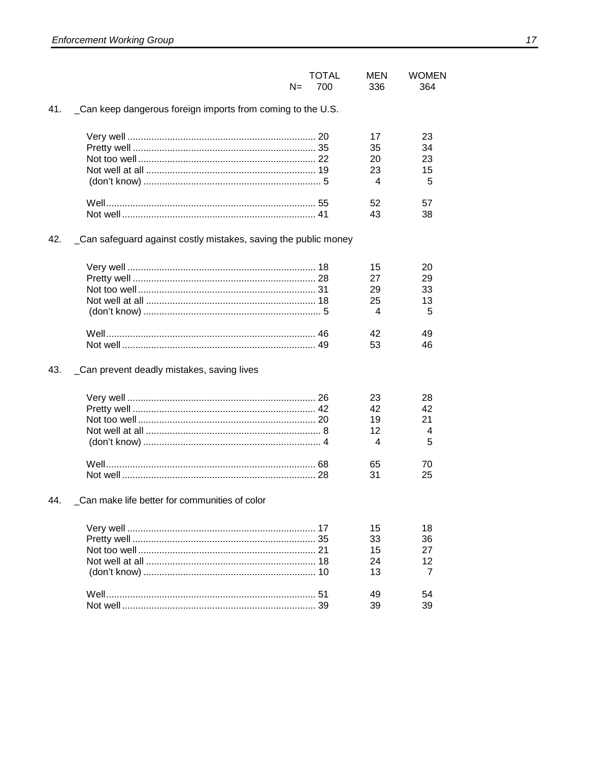| | TOTAL | MEN | WOMEN |
|---|---|---|---|
| N= | 700 | 336 | 364 |

41. _Can keep dangerous foreign imports from coming to the U.S.

| | TOTAL | MEN | WOMEN |
|---|---|---|---|
| Very well | 20 | 17 | 23 |
| Pretty well | 35 | 35 | 34 |
| Not too well | 22 | 20 | 23 |
| Not well at all | 19 | 23 | 15 |
| (don't know) | 5 | 4 | 5 |
| Well | 55 | 52 | 57 |
| Not well | 41 | 43 | 38 |

42. _Can safeguard against costly mistakes, saving the public money

| | TOTAL | MEN | WOMEN |
|---|---|---|---|
| Very well | 18 | 15 | 20 |
| Pretty well | 28 | 27 | 29 |
| Not too well | 31 | 29 | 33 |
| Not well at all | 18 | 25 | 13 |
| (don't know) | 5 | 4 | 5 |
| Well | 46 | 42 | 49 |
| Not well | 49 | 53 | 46 |

43. _Can prevent deadly mistakes, saving lives

| | TOTAL | MEN | WOMEN |
|---|---|---|---|
| Very well | 26 | 23 | 28 |
| Pretty well | 42 | 42 | 42 |
| Not too well | 20 | 19 | 21 |
| Not well at all | 8 | 12 | 4 |
| (don't know) | 4 | 4 | 5 |
| Well | 68 | 65 | 70 |
| Not well | 28 | 31 | 25 |

44. _Can make life better for communities of color

| | TOTAL | MEN | WOMEN |
|---|---|---|---|
| Very well | 17 | 15 | 18 |
| Pretty well | 35 | 33 | 36 |
| Not too well | 21 | 15 | 27 |
| Not well at all | 18 | 24 | 12 |
| (don't know) | 10 | 13 | 7 |
| Well | 51 | 49 | 54 |
| Not well | 39 | 39 | 39 |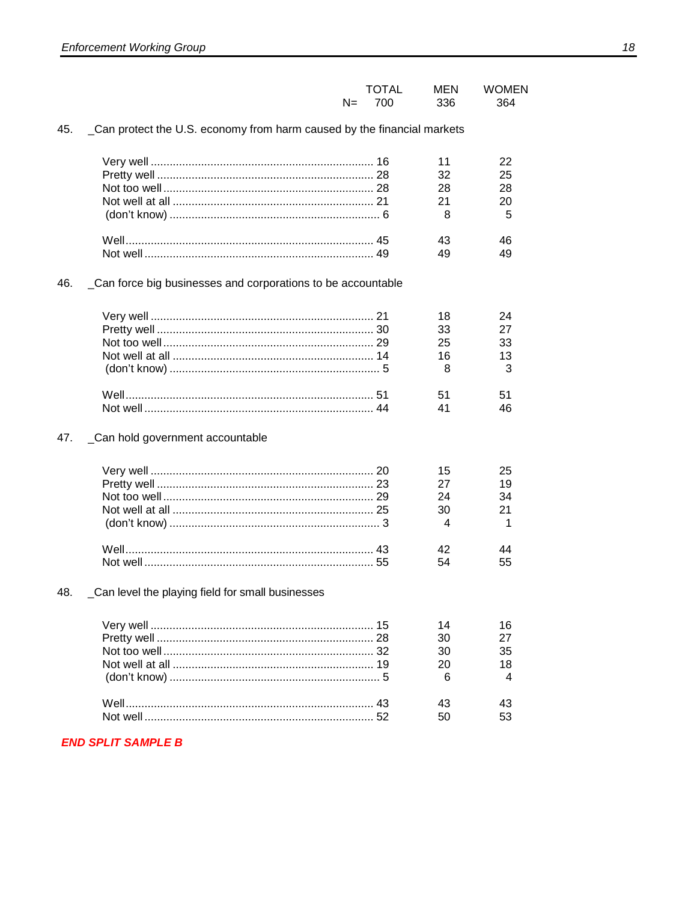| | TOTAL | MEN | WOMEN |
|---|---|---|---|
| N= | 700 | 336 | 364 |

45. _Can protect the U.S. economy from harm caused by the financial markets

| | TOTAL | MEN | WOMEN |
|---|---|---|---|
| Very well | 16 | 11 | 22 |
| Pretty well | 28 | 32 | 25 |
| Not too well | 28 | 28 | 28 |
| Not well at all | 21 | 21 | 20 |
| (don't know) | 6 | 8 | 5 |
| Well | 45 | 43 | 46 |
| Not well | 49 | 49 | 49 |

46. _Can force big businesses and corporations to be accountable

| | TOTAL | MEN | WOMEN |
|---|---|---|---|
| Very well | 21 | 18 | 24 |
| Pretty well | 30 | 33 | 27 |
| Not too well | 29 | 25 | 33 |
| Not well at all | 14 | 16 | 13 |
| (don't know) | 5 | 8 | 3 |
| Well | 51 | 51 | 51 |
| Not well | 44 | 41 | 46 |

47. _Can hold government accountable

| | TOTAL | MEN | WOMEN |
|---|---|---|---|
| Very well | 20 | 15 | 25 |
| Pretty well | 23 | 27 | 19 |
| Not too well | 29 | 24 | 34 |
| Not well at all | 25 | 30 | 21 |
| (don't know) | 3 | 4 | 1 |
| Well | 43 | 42 | 44 |
| Not well | 55 | 54 | 55 |

48. _Can level the playing field for small businesses

| | TOTAL | MEN | WOMEN |
|---|---|---|---|
| Very well | 15 | 14 | 16 |
| Pretty well | 28 | 30 | 27 |
| Not too well | 32 | 30 | 35 |
| Not well at all | 19 | 20 | 18 |
| (don't know) | 5 | 6 | 4 |
| Well | 43 | 43 | 43 |
| Not well | 52 | 50 | 53 |

***END SPLIT SAMPLE B***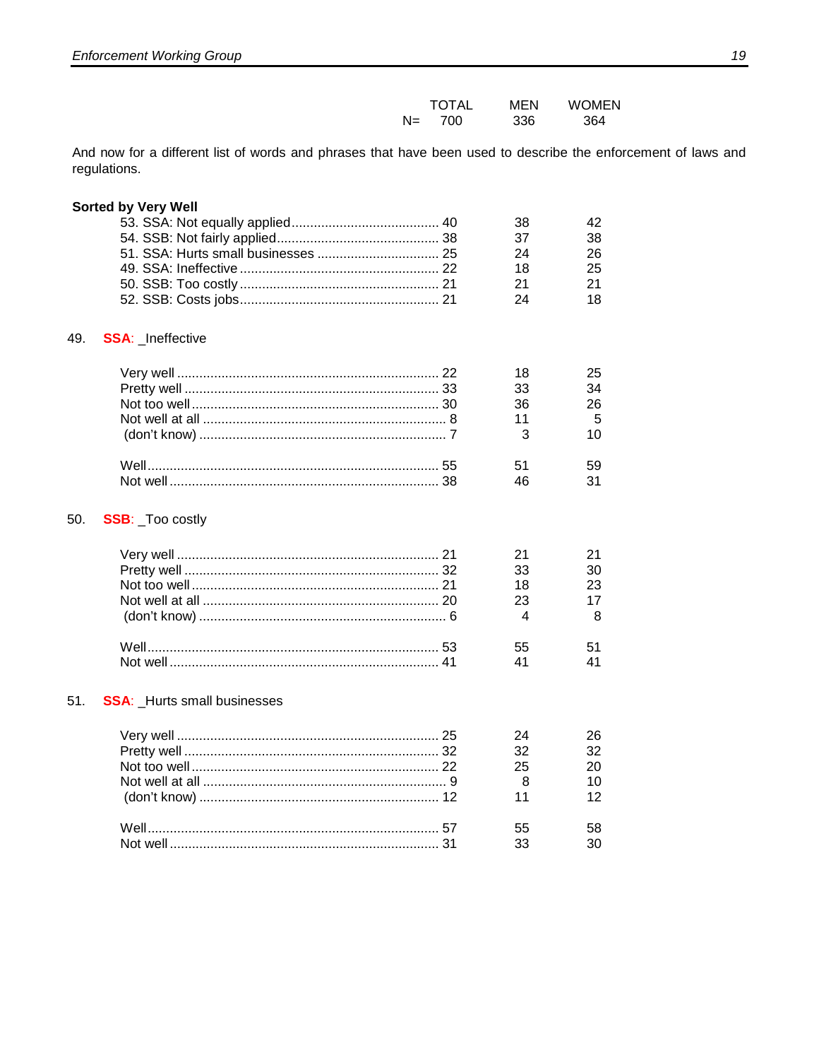| | TOTAL | MEN | WOMEN |
|---|---|---|---|
| N= | 700 | 336 | 364 |

And now for a different list of words and phrases that have been used to describe the enforcement of laws and regulations.

**Sorted by Very Well**

| | TOTAL | MEN | WOMEN |
|---|---|---|---|
| 53. SSA: Not equally applied | 40 | 38 | 42 |
| 54. SSB: Not fairly applied | 38 | 37 | 38 |
| 51. SSA: Hurts small businesses | 25 | 24 | 26 |
| 49. SSA: Ineffective | 22 | 18 | 25 |
| 50. SSB: Too costly | 21 | 21 | 21 |
| 52. SSB: Costs jobs | 21 | 24 | 18 |

49. **SSA**: _Ineffective

| | TOTAL | MEN | WOMEN |
|---|---|---|---|
| Very well | 22 | 18 | 25 |
| Pretty well | 33 | 33 | 34 |
| Not too well | 30 | 36 | 26 |
| Not well at all | 8 | 11 | 5 |
| (don't know) | 7 | 3 | 10 |
| | | | |
| Well | 55 | 51 | 59 |
| Not well | 38 | 46 | 31 |

50. **SSB**: _Too costly

| | TOTAL | MEN | WOMEN |
|---|---|---|---|
| Very well | 21 | 21 | 21 |
| Pretty well | 32 | 33 | 30 |
| Not too well | 21 | 18 | 23 |
| Not well at all | 20 | 23 | 17 |
| (don't know) | 6 | 4 | 8 |
| | | | |
| Well | 53 | 55 | 51 |
| Not well | 41 | 41 | 41 |

51. **SSA**: _Hurts small businesses

| | TOTAL | MEN | WOMEN |
|---|---|---|---|
| Very well | 25 | 24 | 26 |
| Pretty well | 32 | 32 | 32 |
| Not too well | 22 | 25 | 20 |
| Not well at all | 9 | 8 | 10 |
| (don't know) | 12 | 11 | 12 |
| | | | |
| Well | 57 | 55 | 58 |
| Not well | 31 | 33 | 30 |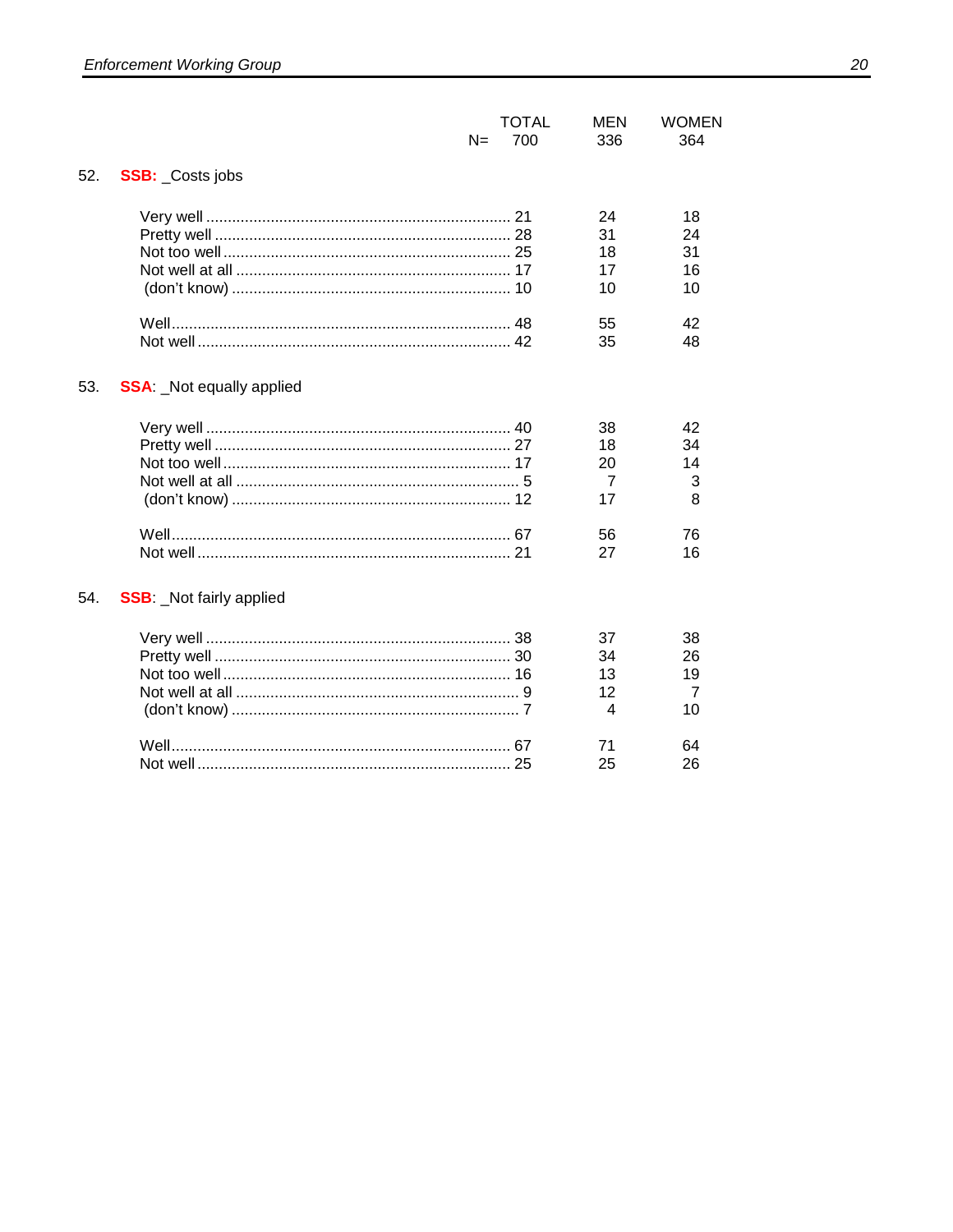| | TOTAL | MEN | WOMEN |
|---|---|---|---|
| N= | 700 | 336 | 364 |

52. **SSB:** _Costs jobs

| | TOTAL | MEN | WOMEN |
|---|---|---|---|
| Very well | 21 | 24 | 18 |
| Pretty well | 28 | 31 | 24 |
| Not too well | 25 | 18 | 31 |
| Not well at all | 17 | 17 | 16 |
| (don't know) | 10 | 10 | 10 |
| Well | 48 | 55 | 42 |
| Not well | 42 | 35 | 48 |

53. **SSA**: _Not equally applied

| | TOTAL | MEN | WOMEN |
|---|---|---|---|
| Very well | 40 | 38 | 42 |
| Pretty well | 27 | 18 | 34 |
| Not too well | 17 | 20 | 14 |
| Not well at all | 5 | 7 | 3 |
| (don't know) | 12 | 17 | 8 |
| Well | 67 | 56 | 76 |
| Not well | 21 | 27 | 16 |

54. **SSB**: _Not fairly applied

| | TOTAL | MEN | WOMEN |
|---|---|---|---|
| Very well | 38 | 37 | 38 |
| Pretty well | 30 | 34 | 26 |
| Not too well | 16 | 13 | 19 |
| Not well at all | 9 | 12 | 7 |
| (don't know) | 7 | 4 | 10 |
| Well | 67 | 71 | 64 |
| Not well | 25 | 25 | 26 |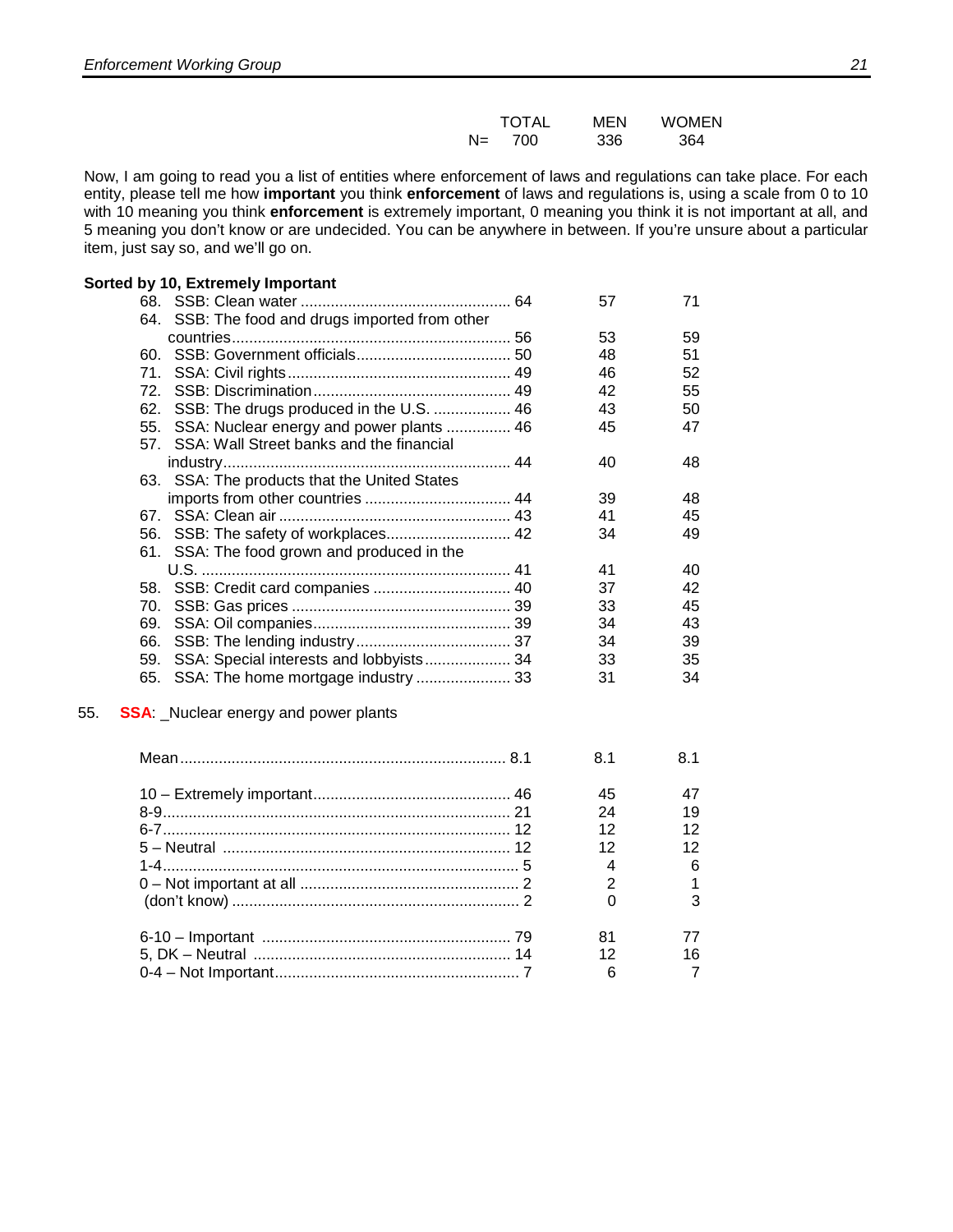| | TOTAL | MEN | WOMEN |
|---|---|---|---|
| N= | 700 | 336 | 364 |

Now, I am going to read you a list of entities where enforcement of laws and regulations can take place. For each entity, please tell me how **important** you think **enforcement** of laws and regulations is, using a scale from 0 to 10 with 10 meaning you think **enforcement** is extremely important, 0 meaning you think it is not important at all, and 5 meaning you don't know or are undecided. You can be anywhere in between. If you're unsure about a particular item, just say so, and we'll go on.

**Sorted by 10, Extremely Important**

| | TOTAL | MEN | WOMEN |
|---|---|---|---|
| 68. SSB: Clean water | 64 | 57 | 71 |
| 64. SSB: The food and drugs imported from other countries | 56 | 53 | 59 |
| 60. SSB: Government officials | 50 | 48 | 51 |
| 71. SSA: Civil rights | 49 | 46 | 52 |
| 72. SSB: Discrimination | 49 | 42 | 55 |
| 62. SSB: The drugs produced in the U.S. | 46 | 43 | 50 |
| 55. SSA: Nuclear energy and power plants | 46 | 45 | 47 |
| 57. SSA: Wall Street banks and the financial industry | 44 | 40 | 48 |
| 63. SSA: The products that the United States imports from other countries | 44 | 39 | 48 |
| 67. SSA: Clean air | 43 | 41 | 45 |
| 56. SSB: The safety of workplaces | 42 | 34 | 49 |
| 61. SSA: The food grown and produced in the U.S. | 41 | 41 | 40 |
| 58. SSB: Credit card companies | 40 | 37 | 42 |
| 70. SSB: Gas prices | 39 | 33 | 45 |
| 69. SSA: Oil companies | 39 | 34 | 43 |
| 66. SSB: The lending industry | 37 | 34 | 39 |
| 59. SSA: Special interests and lobbyists | 34 | 33 | 35 |
| 65. SSA: The home mortgage industry | 33 | 31 | 34 |

55. **SSA**: _Nuclear energy and power plants

| | TOTAL | MEN | WOMEN |
|---|---|---|---|
| Mean | 8.1 | 8.1 | 8.1 |
| 10 – Extremely important | 46 | 45 | 47 |
| 8-9 | 21 | 24 | 19 |
| 6-7 | 12 | 12 | 12 |
| 5 – Neutral | 12 | 12 | 12 |
| 1-4 | 5 | 4 | 6 |
| 0 – Not important at all | 2 | 2 | 1 |
| (don't know) | 2 | 0 | 3 |
| 6-10 – Important | 79 | 81 | 77 |
| 5, DK – Neutral | 14 | 12 | 16 |
| 0-4 – Not Important | 7 | 6 | 7 |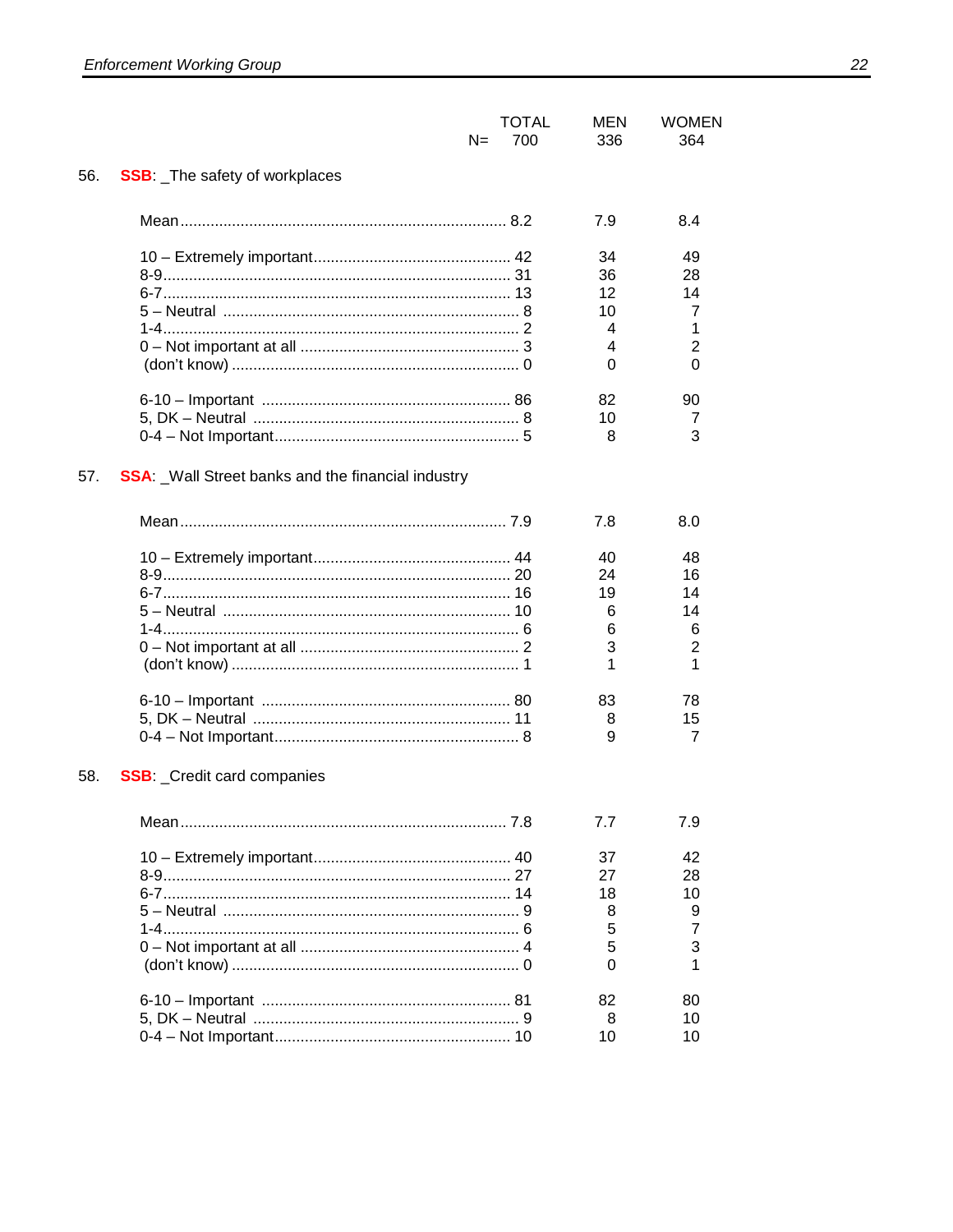| | TOTAL | MEN | WOMEN |
|---|---|---|---|
| N= | 700 | 336 | 364 |

56. **SSB**: _The safety of workplaces

| | TOTAL | MEN | WOMEN |
|---|---|---|---|
| Mean | 8.2 | 7.9 | 8.4 |
| 10 – Extremely important | 42 | 34 | 49 |
| 8-9 | 31 | 36 | 28 |
| 6-7 | 13 | 12 | 14 |
| 5 – Neutral | 8 | 10 | 7 |
| 1-4 | 2 | 4 | 1 |
| 0 – Not important at all | 3 | 4 | 2 |
| (don't know) | 0 | 0 | 0 |
| 6-10 – Important | 86 | 82 | 90 |
| 5, DK – Neutral | 8 | 10 | 7 |
| 0-4 – Not Important | 5 | 8 | 3 |

57. **SSA**: _Wall Street banks and the financial industry

| | TOTAL | MEN | WOMEN |
|---|---|---|---|
| Mean | 7.9 | 7.8 | 8.0 |
| 10 – Extremely important | 44 | 40 | 48 |
| 8-9 | 20 | 24 | 16 |
| 6-7 | 16 | 19 | 14 |
| 5 – Neutral | 10 | 6 | 14 |
| 1-4 | 6 | 6 | 6 |
| 0 – Not important at all | 2 | 3 | 2 |
| (don't know) | 1 | 1 | 1 |
| 6-10 – Important | 80 | 83 | 78 |
| 5, DK – Neutral | 11 | 8 | 15 |
| 0-4 – Not Important | 8 | 9 | 7 |

58. **SSB**: _Credit card companies

| | TOTAL | MEN | WOMEN |
|---|---|---|---|
| Mean | 7.8 | 7.7 | 7.9 |
| 10 – Extremely important | 40 | 37 | 42 |
| 8-9 | 27 | 27 | 28 |
| 6-7 | 14 | 18 | 10 |
| 5 – Neutral | 9 | 8 | 9 |
| 1-4 | 6 | 5 | 7 |
| 0 – Not important at all | 4 | 5 | 3 |
| (don't know) | 0 | 0 | 1 |
| 6-10 – Important | 81 | 82 | 80 |
| 5, DK – Neutral | 9 | 8 | 10 |
| 0-4 – Not Important | 10 | 10 | 10 |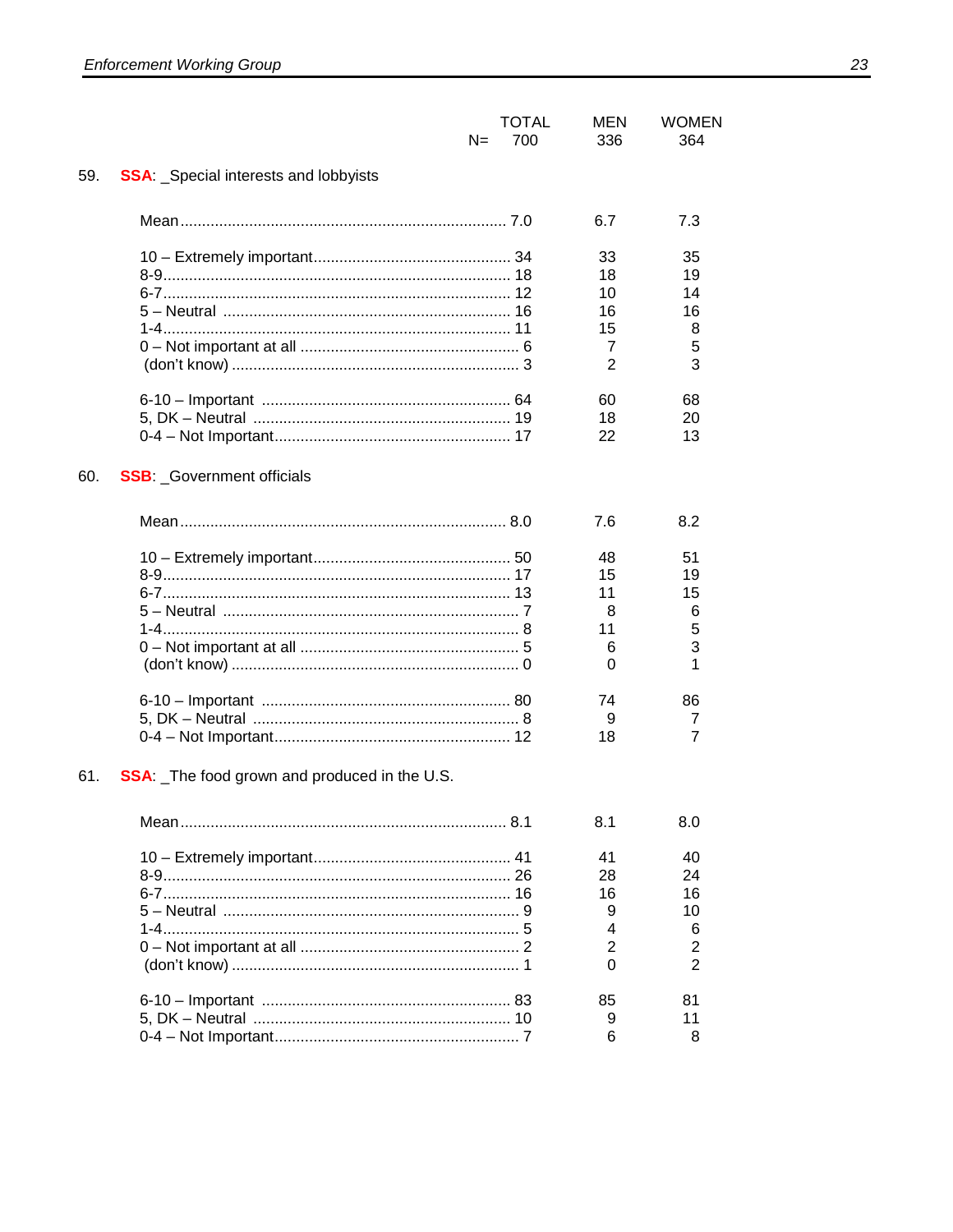| | TOTAL | MEN | WOMEN |
|---|---|---|---|
| N= | 700 | 336 | 364 |

59. **SSA**: _Special interests and lobbyists

| | TOTAL | MEN | WOMEN |
|---|---|---|---|
| Mean | 7.0 | 6.7 | 7.3 |
| 10 – Extremely important | 34 | 33 | 35 |
| 8-9 | 18 | 18 | 19 |
| 6-7 | 12 | 10 | 14 |
| 5 – Neutral | 16 | 16 | 16 |
| 1-4 | 11 | 15 | 8 |
| 0 – Not important at all | 6 | 7 | 5 |
| (don't know) | 3 | 2 | 3 |
| 6-10 – Important | 64 | 60 | 68 |
| 5, DK – Neutral | 19 | 18 | 20 |
| 0-4 – Not Important | 17 | 22 | 13 |

60. **SSB**: _Government officials

| | TOTAL | MEN | WOMEN |
|---|---|---|---|
| Mean | 8.0 | 7.6 | 8.2 |
| 10 – Extremely important | 50 | 48 | 51 |
| 8-9 | 17 | 15 | 19 |
| 6-7 | 13 | 11 | 15 |
| 5 – Neutral | 7 | 8 | 6 |
| 1-4 | 8 | 11 | 5 |
| 0 – Not important at all | 5 | 6 | 3 |
| (don't know) | 0 | 0 | 1 |
| 6-10 – Important | 80 | 74 | 86 |
| 5, DK – Neutral | 8 | 9 | 7 |
| 0-4 – Not Important | 12 | 18 | 7 |

61. **SSA**: _The food grown and produced in the U.S.

| | TOTAL | MEN | WOMEN |
|---|---|---|---|
| Mean | 8.1 | 8.1 | 8.0 |
| 10 – Extremely important | 41 | 41 | 40 |
| 8-9 | 26 | 28 | 24 |
| 6-7 | 16 | 16 | 16 |
| 5 – Neutral | 9 | 9 | 10 |
| 1-4 | 5 | 4 | 6 |
| 0 – Not important at all | 2 | 2 | 2 |
| (don't know) | 1 | 0 | 2 |
| 6-10 – Important | 83 | 85 | 81 |
| 5, DK – Neutral | 10 | 9 | 11 |
| 0-4 – Not Important | 7 | 6 | 8 |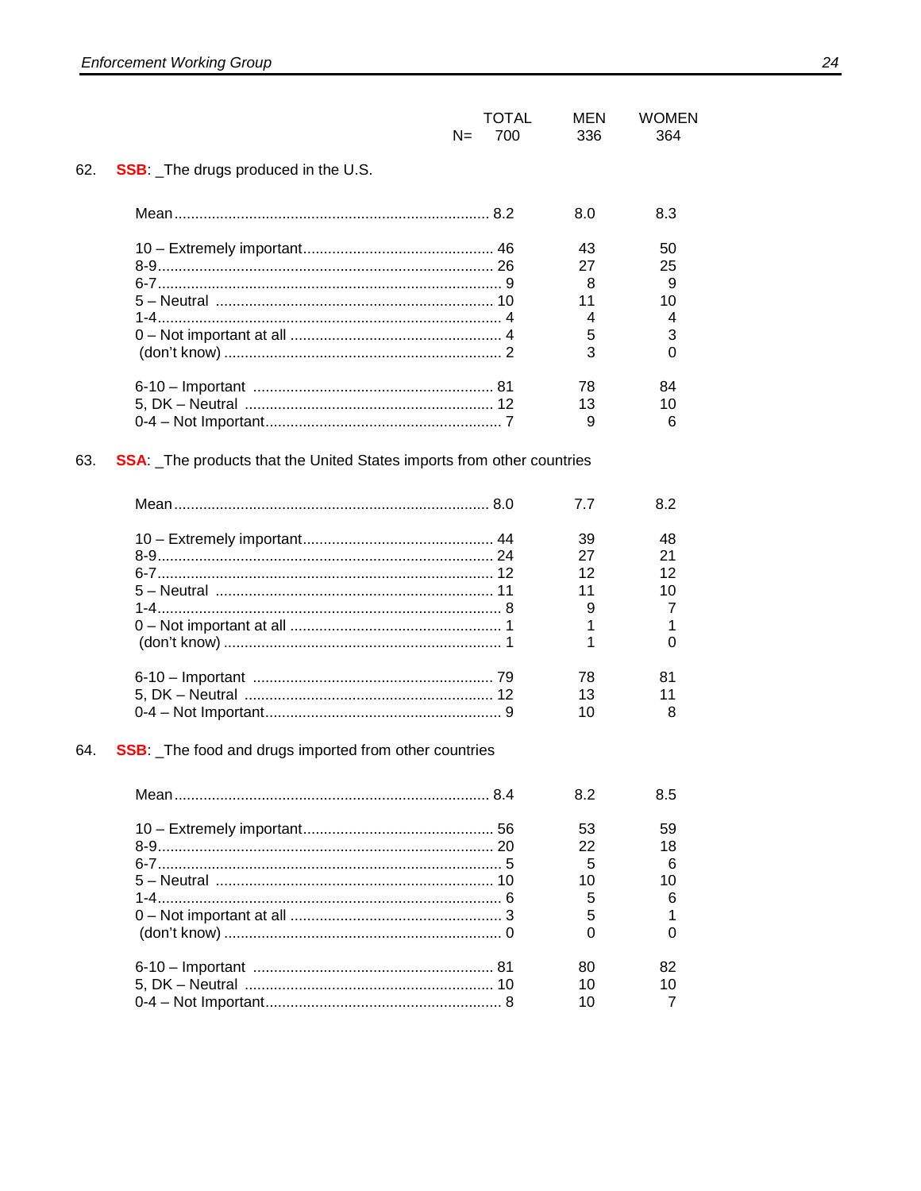| | TOTAL | MEN | WOMEN |
|---|---|---|---|
| N= | 700 | 336 | 364 |

62. **SSB**: _The drugs produced in the U.S.

| | TOTAL | MEN | WOMEN |
|---|---|---|---|
| Mean | 8.2 | 8.0 | 8.3 |
| 10 – Extremely important | 46 | 43 | 50 |
| 8-9 | 26 | 27 | 25 |
| 6-7 | 9 | 8 | 9 |
| 5 – Neutral | 10 | 11 | 10 |
| 1-4 | 4 | 4 | 4 |
| 0 – Not important at all | 4 | 5 | 3 |
| (don't know) | 2 | 3 | 0 |
| 6-10 – Important | 81 | 78 | 84 |
| 5, DK – Neutral | 12 | 13 | 10 |
| 0-4 – Not Important | 7 | 9 | 6 |

63. **SSA**: _The products that the United States imports from other countries

| | TOTAL | MEN | WOMEN |
|---|---|---|---|
| Mean | 8.0 | 7.7 | 8.2 |
| 10 – Extremely important | 44 | 39 | 48 |
| 8-9 | 24 | 27 | 21 |
| 6-7 | 12 | 12 | 12 |
| 5 – Neutral | 11 | 11 | 10 |
| 1-4 | 8 | 9 | 7 |
| 0 – Not important at all | 1 | 1 | 1 |
| (don't know) | 1 | 1 | 0 |
| 6-10 – Important | 79 | 78 | 81 |
| 5, DK – Neutral | 12 | 13 | 11 |
| 0-4 – Not Important | 9 | 10 | 8 |

64. **SSB**: _The food and drugs imported from other countries

| | TOTAL | MEN | WOMEN |
|---|---|---|---|
| Mean | 8.4 | 8.2 | 8.5 |
| 10 – Extremely important | 56 | 53 | 59 |
| 8-9 | 20 | 22 | 18 |
| 6-7 | 5 | 5 | 6 |
| 5 – Neutral | 10 | 10 | 10 |
| 1-4 | 6 | 5 | 6 |
| 0 – Not important at all | 3 | 5 | 1 |
| (don't know) | 0 | 0 | 0 |
| 6-10 – Important | 81 | 80 | 82 |
| 5, DK – Neutral | 10 | 10 | 10 |
| 0-4 – Not Important | 8 | 10 | 7 |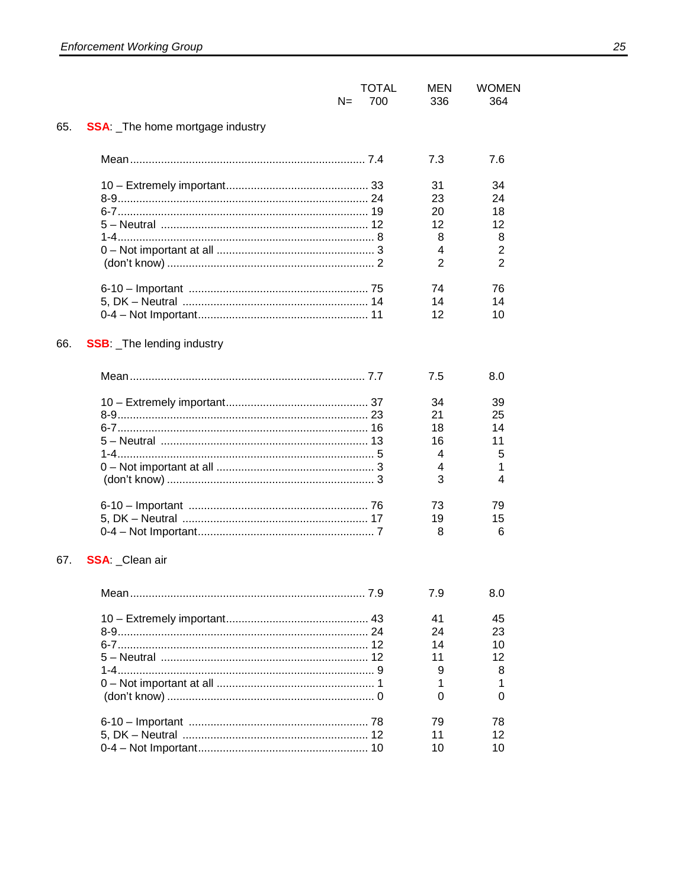| | TOTAL | MEN | WOMEN |
|---|---|---|---|
| N= | 700 | 336 | 364 |

65. **SSA**: _The home mortgage industry

| | TOTAL | MEN | WOMEN |
|---|---|---|---|
| Mean | 7.4 | 7.3 | 7.6 |
| 10 – Extremely important | 33 | 31 | 34 |
| 8-9 | 24 | 23 | 24 |
| 6-7 | 19 | 20 | 18 |
| 5 – Neutral | 12 | 12 | 12 |
| 1-4 | 8 | 8 | 8 |
| 0 – Not important at all | 3 | 4 | 2 |
| (don't know) | 2 | 2 | 2 |
| 6-10 – Important | 75 | 74 | 76 |
| 5, DK – Neutral | 14 | 14 | 14 |
| 0-4 – Not Important | 11 | 12 | 10 |

66. **SSB**: _The lending industry

| | TOTAL | MEN | WOMEN |
|---|---|---|---|
| Mean | 7.7 | 7.5 | 8.0 |
| 10 – Extremely important | 37 | 34 | 39 |
| 8-9 | 23 | 21 | 25 |
| 6-7 | 16 | 18 | 14 |
| 5 – Neutral | 13 | 16 | 11 |
| 1-4 | 5 | 4 | 5 |
| 0 – Not important at all | 3 | 4 | 1 |
| (don't know) | 3 | 3 | 4 |
| 6-10 – Important | 76 | 73 | 79 |
| 5, DK – Neutral | 17 | 19 | 15 |
| 0-4 – Not Important | 7 | 8 | 6 |

67. **SSA**: _Clean air

| | TOTAL | MEN | WOMEN |
|---|---|---|---|
| Mean | 7.9 | 7.9 | 8.0 |
| 10 – Extremely important | 43 | 41 | 45 |
| 8-9 | 24 | 24 | 23 |
| 6-7 | 12 | 14 | 10 |
| 5 – Neutral | 12 | 11 | 12 |
| 1-4 | 9 | 9 | 8 |
| 0 – Not important at all | 1 | 1 | 1 |
| (don't know) | 0 | 0 | 0 |
| 6-10 – Important | 78 | 79 | 78 |
| 5, DK – Neutral | 12 | 11 | 12 |
| 0-4 – Not Important | 10 | 10 | 10 |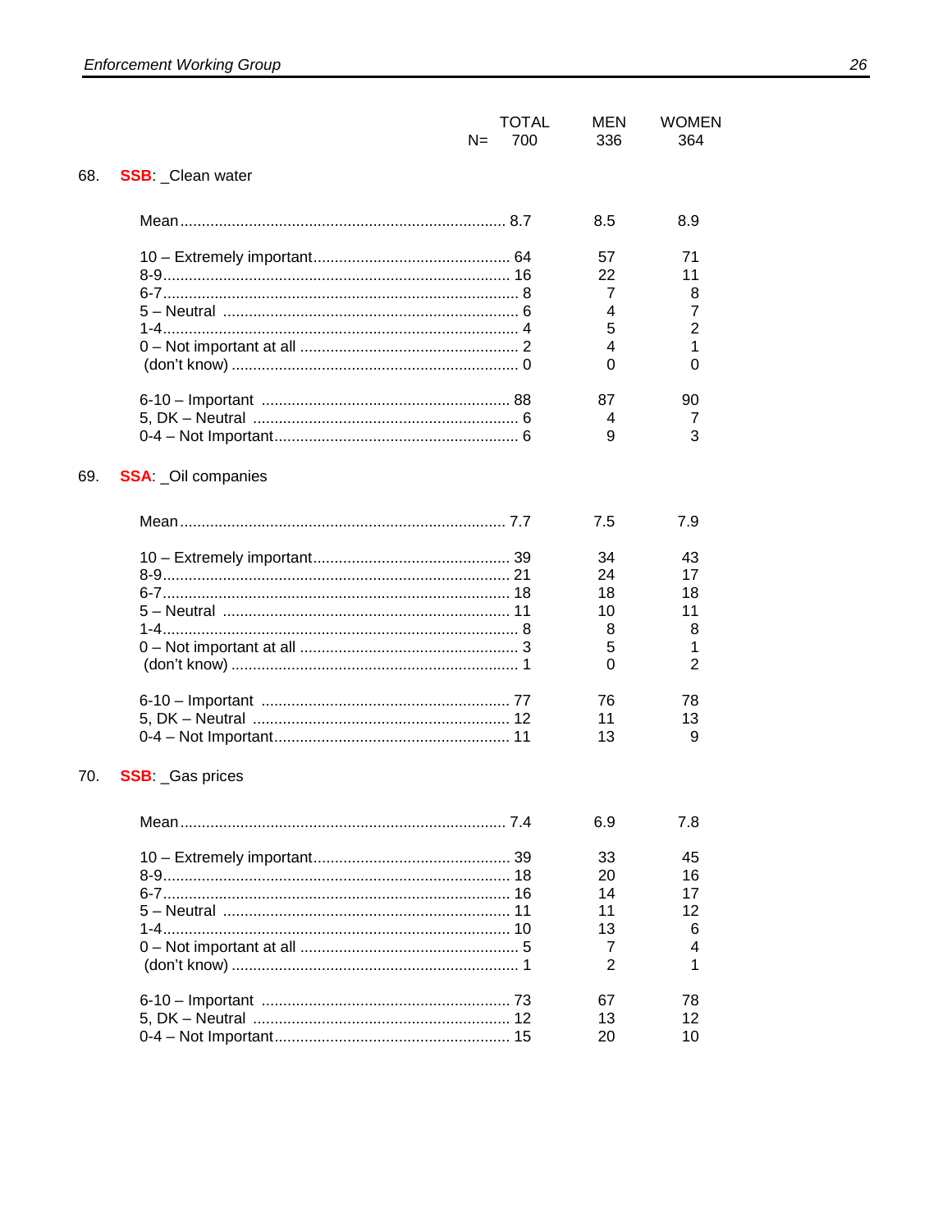| | TOTAL | MEN | WOMEN |
|---|---|---|---|
| N= | 700 | 336 | 364 |

68. **SSB**: _Clean water

| | TOTAL | MEN | WOMEN |
|---|---|---|---|
| Mean | 8.7 | 8.5 | 8.9 |
| 10 – Extremely important | 64 | 57 | 71 |
| 8-9 | 16 | 22 | 11 |
| 6-7 | 8 | 7 | 8 |
| 5 – Neutral | 6 | 4 | 7 |
| 1-4 | 4 | 5 | 2 |
| 0 – Not important at all | 2 | 4 | 1 |
| (don't know) | 0 | 0 | 0 |
| 6-10 – Important | 88 | 87 | 90 |
| 5, DK – Neutral | 6 | 4 | 7 |
| 0-4 – Not Important | 6 | 9 | 3 |

69. **SSA**: _Oil companies

| | TOTAL | MEN | WOMEN |
|---|---|---|---|
| Mean | 7.7 | 7.5 | 7.9 |
| 10 – Extremely important | 39 | 34 | 43 |
| 8-9 | 21 | 24 | 17 |
| 6-7 | 18 | 18 | 18 |
| 5 – Neutral | 11 | 10 | 11 |
| 1-4 | 8 | 8 | 8 |
| 0 – Not important at all | 3 | 5 | 1 |
| (don't know) | 1 | 0 | 2 |
| 6-10 – Important | 77 | 76 | 78 |
| 5, DK – Neutral | 12 | 11 | 13 |
| 0-4 – Not Important | 11 | 13 | 9 |

70. **SSB**: _Gas prices

| | TOTAL | MEN | WOMEN |
|---|---|---|---|
| Mean | 7.4 | 6.9 | 7.8 |
| 10 – Extremely important | 39 | 33 | 45 |
| 8-9 | 18 | 20 | 16 |
| 6-7 | 16 | 14 | 17 |
| 5 – Neutral | 11 | 11 | 12 |
| 1-4 | 10 | 13 | 6 |
| 0 – Not important at all | 5 | 7 | 4 |
| (don't know) | 1 | 2 | 1 |
| 6-10 – Important | 73 | 67 | 78 |
| 5, DK – Neutral | 12 | 13 | 12 |
| 0-4 – Not Important | 15 | 20 | 10 |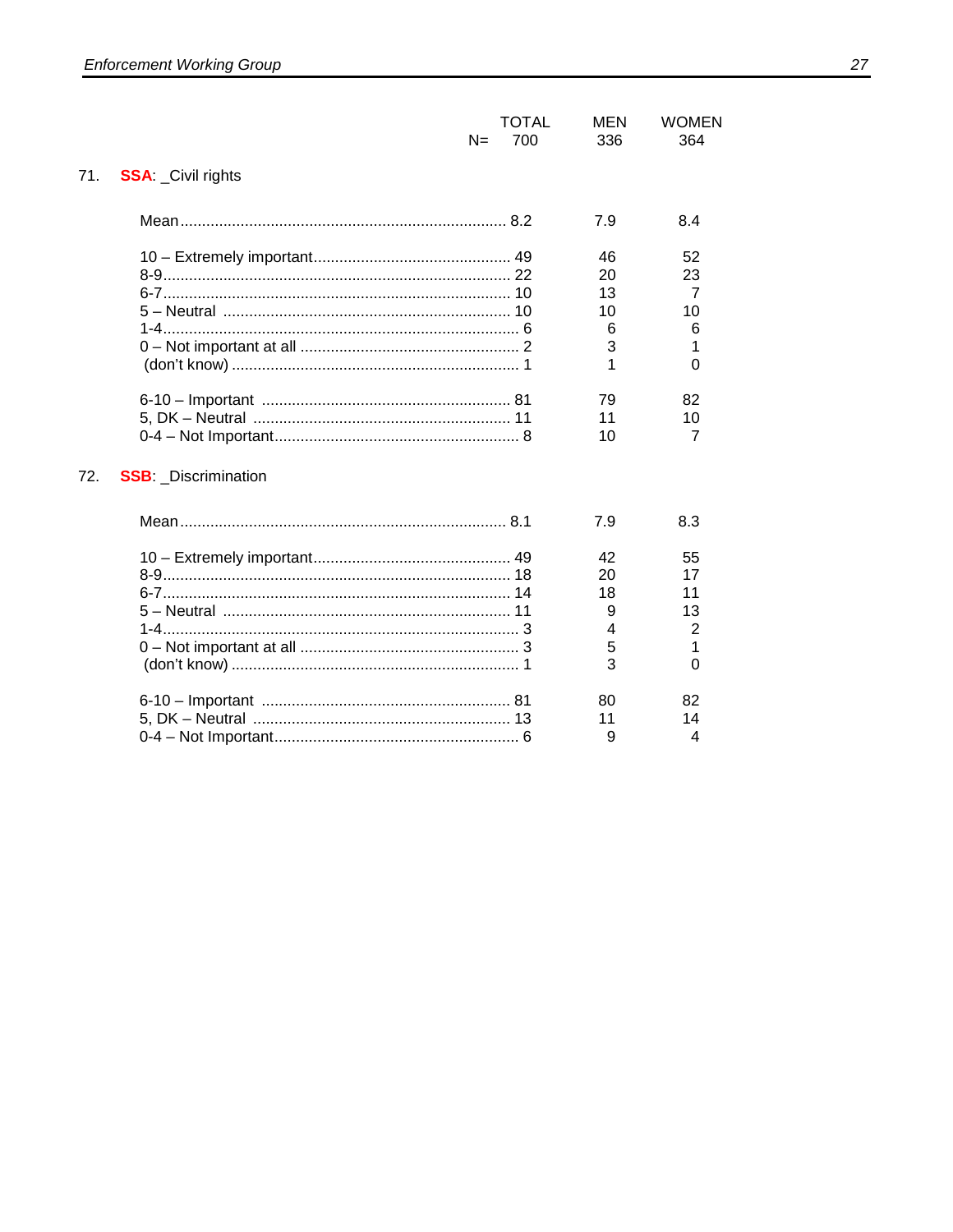| | TOTAL | MEN | WOMEN |
|---|---|---|---|
| N= | 700 | 336 | 364 |

71. **SSA**: _Civil rights

| | TOTAL | MEN | WOMEN |
|---|---|---|---|
| Mean | 8.2 | 7.9 | 8.4 |
| 10 – Extremely important | 49 | 46 | 52 |
| 8-9 | 22 | 20 | 23 |
| 6-7 | 10 | 13 | 7 |
| 5 – Neutral | 10 | 10 | 10 |
| 1-4 | 6 | 6 | 6 |
| 0 – Not important at all | 2 | 3 | 1 |
| (don't know) | 1 | 1 | 0 |
| 6-10 – Important | 81 | 79 | 82 |
| 5, DK – Neutral | 11 | 11 | 10 |
| 0-4 – Not Important | 8 | 10 | 7 |

72. **SSB**: _Discrimination

| | TOTAL | MEN | WOMEN |
|---|---|---|---|
| Mean | 8.1 | 7.9 | 8.3 |
| 10 – Extremely important | 49 | 42 | 55 |
| 8-9 | 18 | 20 | 17 |
| 6-7 | 14 | 18 | 11 |
| 5 – Neutral | 11 | 9 | 13 |
| 1-4 | 3 | 4 | 2 |
| 0 – Not important at all | 3 | 5 | 1 |
| (don't know) | 1 | 3 | 0 |
| 6-10 – Important | 81 | 80 | 82 |
| 5, DK – Neutral | 13 | 11 | 14 |
| 0-4 – Not Important | 6 | 9 | 4 |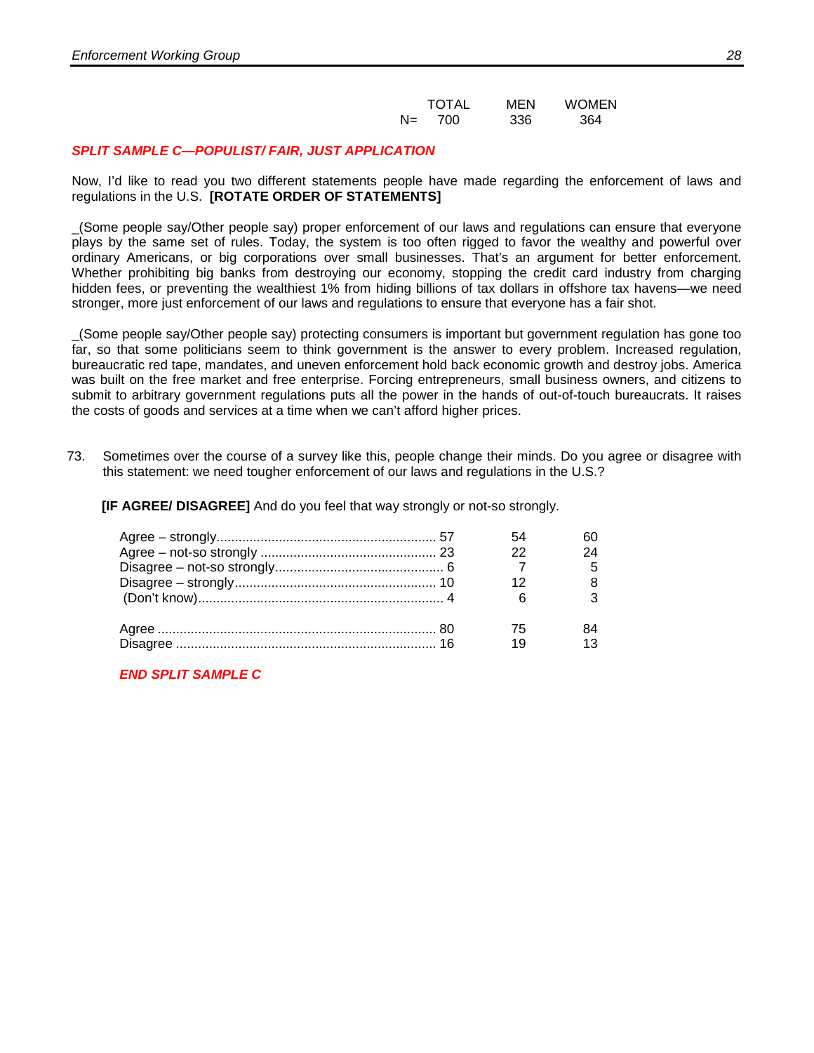| | TOTAL | MEN | WOMEN |
|---|---|---|---|
| N= | 700 | 336 | 364 |

***SPLIT SAMPLE C—POPULIST/ FAIR, JUST APPLICATION***

Now, I'd like to read you two different statements people have made regarding the enforcement of laws and regulations in the U.S. **[ROTATE ORDER OF STATEMENTS]**

_(Some people say/Other people say) proper enforcement of our laws and regulations can ensure that everyone plays by the same set of rules. Today, the system is too often rigged to favor the wealthy and powerful over ordinary Americans, or big corporations over small businesses. That's an argument for better enforcement. Whether prohibiting big banks from destroying our economy, stopping the credit card industry from charging hidden fees, or preventing the wealthiest 1% from hiding billions of tax dollars in offshore tax havens—we need stronger, more just enforcement of our laws and regulations to ensure that everyone has a fair shot.

_(Some people say/Other people say) protecting consumers is important but government regulation has gone too far, so that some politicians seem to think government is the answer to every problem. Increased regulation, bureaucratic red tape, mandates, and uneven enforcement hold back economic growth and destroy jobs. America was built on the free market and free enterprise. Forcing entrepreneurs, small business owners, and citizens to submit to arbitrary government regulations puts all the power in the hands of out-of-touch bureaucrats. It raises the costs of goods and services at a time when we can't afford higher prices.

73. Sometimes over the course of a survey like this, people change their minds. Do you agree or disagree with this statement: we need tougher enforcement of our laws and regulations in the U.S.?

**[IF AGREE/ DISAGREE]** And do you feel that way strongly or not-so strongly.

| | TOTAL | MEN | WOMEN |
|---|---|---|---|
| Agree – strongly | 57 | 54 | 60 |
| Agree – not-so strongly | 23 | 22 | 24 |
| Disagree – not-so strongly | 6 | 7 | 5 |
| Disagree – strongly | 10 | 12 | 8 |
| (Don't know) | 4 | 6 | 3 |
| | | | |
| Agree | 80 | 75 | 84 |
| Disagree | 16 | 19 | 13 |

***END SPLIT SAMPLE C***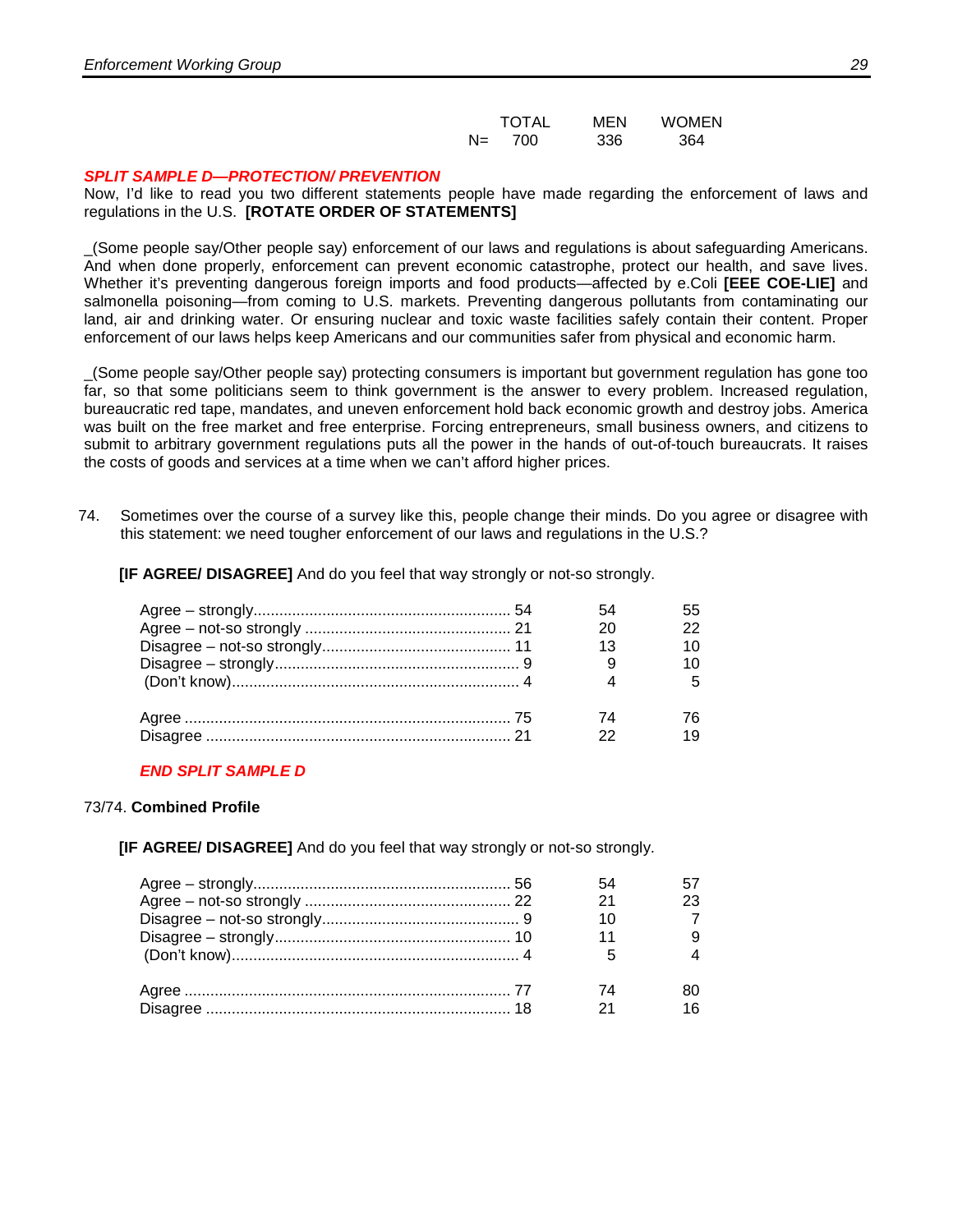| | TOTAL | MEN | WOMEN |
|---|---|---|---|
| N= | 700 | 336 | 364 |

***SPLIT SAMPLE D—PROTECTION/ PREVENTION***

Now, I'd like to read you two different statements people have made regarding the enforcement of laws and regulations in the U.S. **[ROTATE ORDER OF STATEMENTS]**

_(Some people say/Other people say) enforcement of our laws and regulations is about safeguarding Americans. And when done properly, enforcement can prevent economic catastrophe, protect our health, and save lives. Whether it's preventing dangerous foreign imports and food products—affected by e.Coli **[EEE COE-LIE]** and salmonella poisoning—from coming to U.S. markets. Preventing dangerous pollutants from contaminating our land, air and drinking water. Or ensuring nuclear and toxic waste facilities safely contain their content. Proper enforcement of our laws helps keep Americans and our communities safer from physical and economic harm.

_(Some people say/Other people say) protecting consumers is important but government regulation has gone too far, so that some politicians seem to think government is the answer to every problem. Increased regulation, bureaucratic red tape, mandates, and uneven enforcement hold back economic growth and destroy jobs. America was built on the free market and free enterprise. Forcing entrepreneurs, small business owners, and citizens to submit to arbitrary government regulations puts all the power in the hands of out-of-touch bureaucrats. It raises the costs of goods and services at a time when we can't afford higher prices.

74. Sometimes over the course of a survey like this, people change their minds. Do you agree or disagree with this statement: we need tougher enforcement of our laws and regulations in the U.S.?

**[IF AGREE/ DISAGREE]** And do you feel that way strongly or not-so strongly.

| | TOTAL | MEN | WOMEN |
|---|---|---|---|
| Agree – strongly | 54 | 54 | 55 |
| Agree – not-so strongly | 21 | 20 | 22 |
| Disagree – not-so strongly | 11 | 13 | 10 |
| Disagree – strongly | 9 | 9 | 10 |
| (Don't know) | 4 | 4 | 5 |
| | | | |
| Agree | 75 | 74 | 76 |
| Disagree | 21 | 22 | 19 |

***END SPLIT SAMPLE D***

73/74. **Combined Profile**

**[IF AGREE/ DISAGREE]** And do you feel that way strongly or not-so strongly.

| | TOTAL | MEN | WOMEN |
|---|---|---|---|
| Agree – strongly | 56 | 54 | 57 |
| Agree – not-so strongly | 22 | 21 | 23 |
| Disagree – not-so strongly | 9 | 10 | 7 |
| Disagree – strongly | 10 | 11 | 9 |
| (Don't know) | 4 | 5 | 4 |
| | | | |
| Agree | 77 | 74 | 80 |
| Disagree | 18 | 21 | 16 |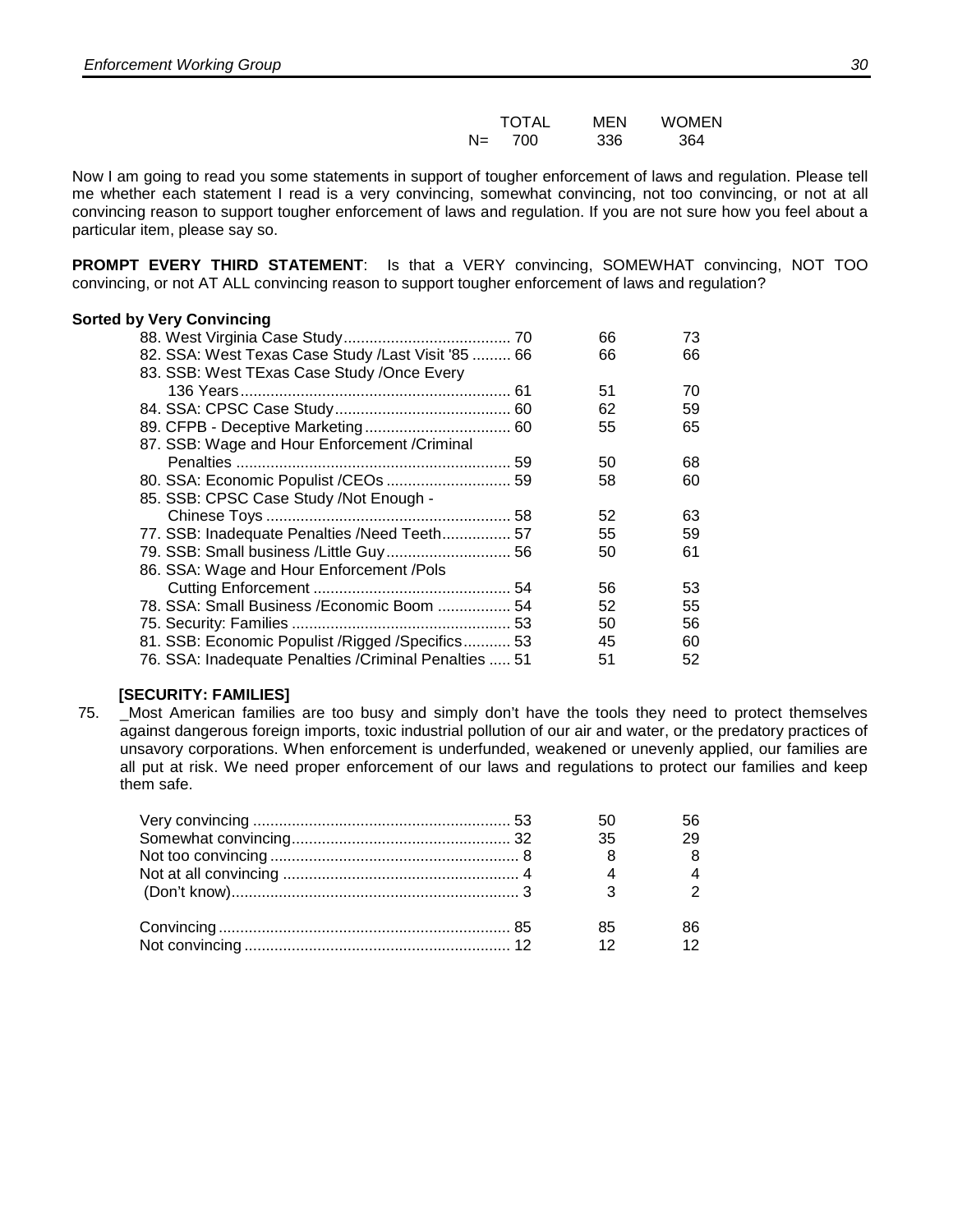| | TOTAL | MEN | WOMEN |
|---|---|---|---|
| N= | 700 | 336 | 364 |

Now I am going to read you some statements in support of tougher enforcement of laws and regulation. Please tell me whether each statement I read is a very convincing, somewhat convincing, not too convincing, or not at all convincing reason to support tougher enforcement of laws and regulation. If you are not sure how you feel about a particular item, please say so.

**PROMPT EVERY THIRD STATEMENT**: Is that a VERY convincing, SOMEWHAT convincing, NOT TOO convincing, or not AT ALL convincing reason to support tougher enforcement of laws and regulation?

**Sorted by Very Convincing**

| | TOTAL | MEN | WOMEN |
|---|---|---|---|
| 88. West Virginia Case Study | 70 | 66 | 73 |
| 82. SSA: West Texas Case Study /Last Visit '85 | 66 | 66 | 66 |
| 83. SSB: West TExas Case Study /Once Every 136 Years | 61 | 51 | 70 |
| 84. SSA: CPSC Case Study | 60 | 62 | 59 |
| 89. CFPB - Deceptive Marketing | 60 | 55 | 65 |
| 87. SSB: Wage and Hour Enforcement /Criminal Penalties | 59 | 50 | 68 |
| 80. SSA: Economic Populist /CEOs | 59 | 58 | 60 |
| 85. SSB: CPSC Case Study /Not Enough - Chinese Toys | 58 | 52 | 63 |
| 77. SSB: Inadequate Penalties /Need Teeth | 57 | 55 | 59 |
| 79. SSB: Small business /Little Guy | 56 | 50 | 61 |
| 86. SSA: Wage and Hour Enforcement /Pols Cutting Enforcement | 54 | 56 | 53 |
| 78. SSA: Small Business /Economic Boom | 54 | 52 | 55 |
| 75. Security: Families | 53 | 50 | 56 |
| 81. SSB: Economic Populist /Rigged /Specifics | 53 | 45 | 60 |
| 76. SSA: Inadequate Penalties /Criminal Penalties | 51 | 51 | 52 |

**[SECURITY: FAMILIES]**

75. _Most American families are too busy and simply don't have the tools they need to protect themselves against dangerous foreign imports, toxic industrial pollution of our air and water, or the predatory practices of unsavory corporations. When enforcement is underfunded, weakened or unevenly applied, our families are all put at risk. We need proper enforcement of our laws and regulations to protect our families and keep them safe.

| | TOTAL | MEN | WOMEN |
|---|---|---|---|
| Very convincing | 53 | 50 | 56 |
| Somewhat convincing | 32 | 35 | 29 |
| Not too convincing | 8 | 8 | 8 |
| Not at all convincing | 4 | 4 | 4 |
| (Don't know) | 3 | 3 | 2 |
| | | | |
| Convincing | 85 | 85 | 86 |
| Not convincing | 12 | 12 | 12 |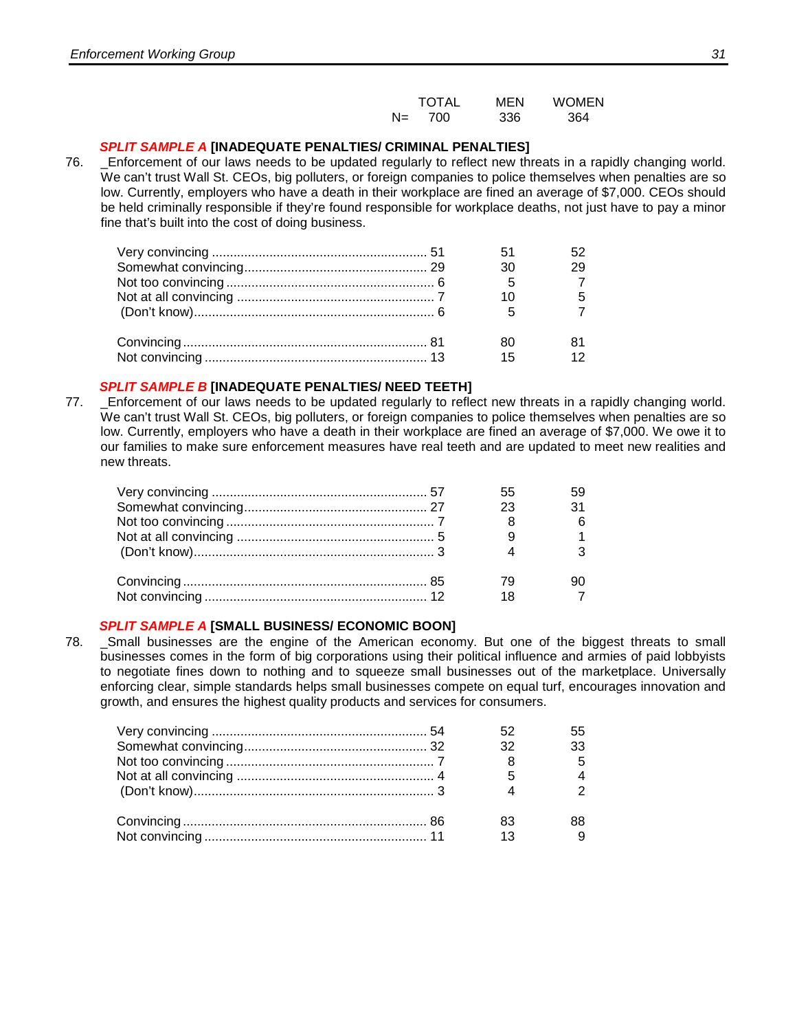| | TOTAL | MEN | WOMEN |
|---|---|---|---|
| N= | 700 | 336 | 364 |

***SPLIT SAMPLE A*** **[INADEQUATE PENALTIES/ CRIMINAL PENALTIES]**

76. _Enforcement of our laws needs to be updated regularly to reflect new threats in a rapidly changing world. We can't trust Wall St. CEOs, big polluters, or foreign companies to police themselves when penalties are so low. Currently, employers who have a death in their workplace are fined an average of $7,000. CEOs should be held criminally responsible if they're found responsible for workplace deaths, not just have to pay a minor fine that's built into the cost of doing business.

| | TOTAL | MEN | WOMEN |
|---|---|---|---|
| Very convincing | 51 | 51 | 52 |
| Somewhat convincing | 29 | 30 | 29 |
| Not too convincing | 6 | 5 | 7 |
| Not at all convincing | 7 | 10 | 5 |
| (Don't know) | 6 | 5 | 7 |
| | | | |
| Convincing | 81 | 80 | 81 |
| Not convincing | 13 | 15 | 12 |

***SPLIT SAMPLE B*** **[INADEQUATE PENALTIES/ NEED TEETH]**

77. _Enforcement of our laws needs to be updated regularly to reflect new threats in a rapidly changing world. We can't trust Wall St. CEOs, big polluters, or foreign companies to police themselves when penalties are so low. Currently, employers who have a death in their workplace are fined an average of $7,000. We owe it to our families to make sure enforcement measures have real teeth and are updated to meet new realities and new threats.

| | TOTAL | MEN | WOMEN |
|---|---|---|---|
| Very convincing | 57 | 55 | 59 |
| Somewhat convincing | 27 | 23 | 31 |
| Not too convincing | 7 | 8 | 6 |
| Not at all convincing | 5 | 9 | 1 |
| (Don't know) | 3 | 4 | 3 |
| | | | |
| Convincing | 85 | 79 | 90 |
| Not convincing | 12 | 18 | 7 |

***SPLIT SAMPLE A*** **[SMALL BUSINESS/ ECONOMIC BOON]**

78. _Small businesses are the engine of the American economy. But one of the biggest threats to small businesses comes in the form of big corporations using their political influence and armies of paid lobbyists to negotiate fines down to nothing and to squeeze small businesses out of the marketplace. Universally enforcing clear, simple standards helps small businesses compete on equal turf, encourages innovation and growth, and ensures the highest quality products and services for consumers.

| | TOTAL | MEN | WOMEN |
|---|---|---|---|
| Very convincing | 54 | 52 | 55 |
| Somewhat convincing | 32 | 32 | 33 |
| Not too convincing | 7 | 8 | 5 |
| Not at all convincing | 4 | 5 | 4 |
| (Don't know) | 3 | 4 | 2 |
| | | | |
| Convincing | 86 | 83 | 88 |
| Not convincing | 11 | 13 | 9 |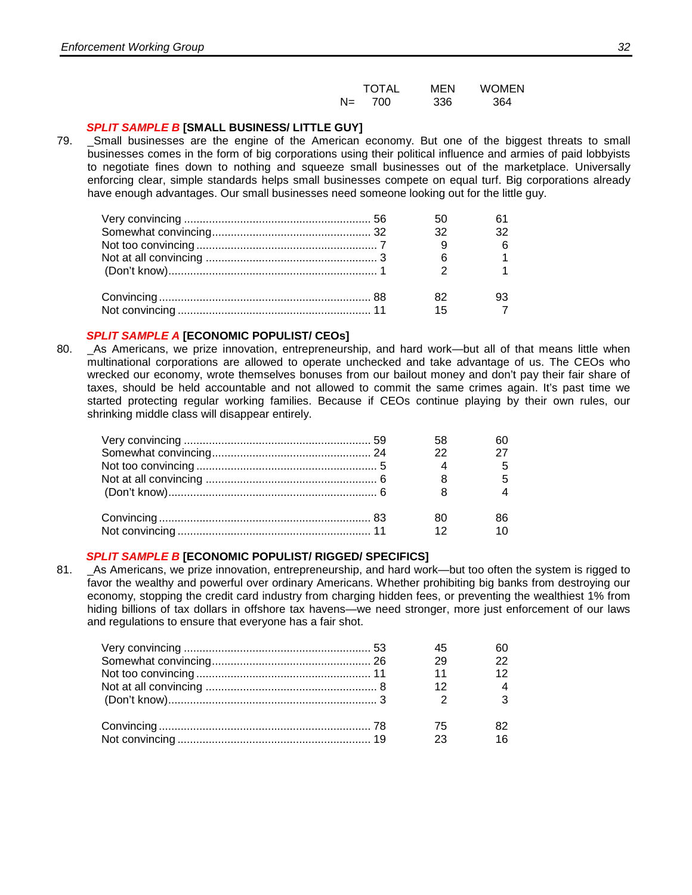| | TOTAL | MEN | WOMEN |
|---|---|---|---|
| N= | 700 | 336 | 364 |

***SPLIT SAMPLE B*** **[SMALL BUSINESS/ LITTLE GUY]**

79. _Small businesses are the engine of the American economy. But one of the biggest threats to small businesses comes in the form of big corporations using their political influence and armies of paid lobbyists to negotiate fines down to nothing and squeeze small businesses out of the marketplace. Universally enforcing clear, simple standards helps small businesses compete on equal turf. Big corporations already have enough advantages. Our small businesses need someone looking out for the little guy.

| | TOTAL | MEN | WOMEN |
|---|---|---|---|
| Very convincing | 56 | 50 | 61 |
| Somewhat convincing | 32 | 32 | 32 |
| Not too convincing | 7 | 9 | 6 |
| Not at all convincing | 3 | 6 | 1 |
| (Don't know) | 1 | 2 | 1 |
| | | | |
| Convincing | 88 | 82 | 93 |
| Not convincing | 11 | 15 | 7 |

***SPLIT SAMPLE A*** **[ECONOMIC POPULIST/ CEOs]**

80. _As Americans, we prize innovation, entrepreneurship, and hard work—but all of that means little when multinational corporations are allowed to operate unchecked and take advantage of us. The CEOs who wrecked our economy, wrote themselves bonuses from our bailout money and don't pay their fair share of taxes, should be held accountable and not allowed to commit the same crimes again. It's past time we started protecting regular working families. Because if CEOs continue playing by their own rules, our shrinking middle class will disappear entirely.

| | TOTAL | MEN | WOMEN |
|---|---|---|---|
| Very convincing | 59 | 58 | 60 |
| Somewhat convincing | 24 | 22 | 27 |
| Not too convincing | 5 | 4 | 5 |
| Not at all convincing | 6 | 8 | 5 |
| (Don't know) | 6 | 8 | 4 |
| | | | |
| Convincing | 83 | 80 | 86 |
| Not convincing | 11 | 12 | 10 |

***SPLIT SAMPLE B*** **[ECONOMIC POPULIST/ RIGGED/ SPECIFICS]**

81. _As Americans, we prize innovation, entrepreneurship, and hard work—but too often the system is rigged to favor the wealthy and powerful over ordinary Americans. Whether prohibiting big banks from destroying our economy, stopping the credit card industry from charging hidden fees, or preventing the wealthiest 1% from hiding billions of tax dollars in offshore tax havens—we need stronger, more just enforcement of our laws and regulations to ensure that everyone has a fair shot.

| | TOTAL | MEN | WOMEN |
|---|---|---|---|
| Very convincing | 53 | 45 | 60 |
| Somewhat convincing | 26 | 29 | 22 |
| Not too convincing | 11 | 11 | 12 |
| Not at all convincing | 8 | 12 | 4 |
| (Don't know) | 3 | 2 | 3 |
| | | | |
| Convincing | 78 | 75 | 82 |
| Not convincing | 19 | 23 | 16 |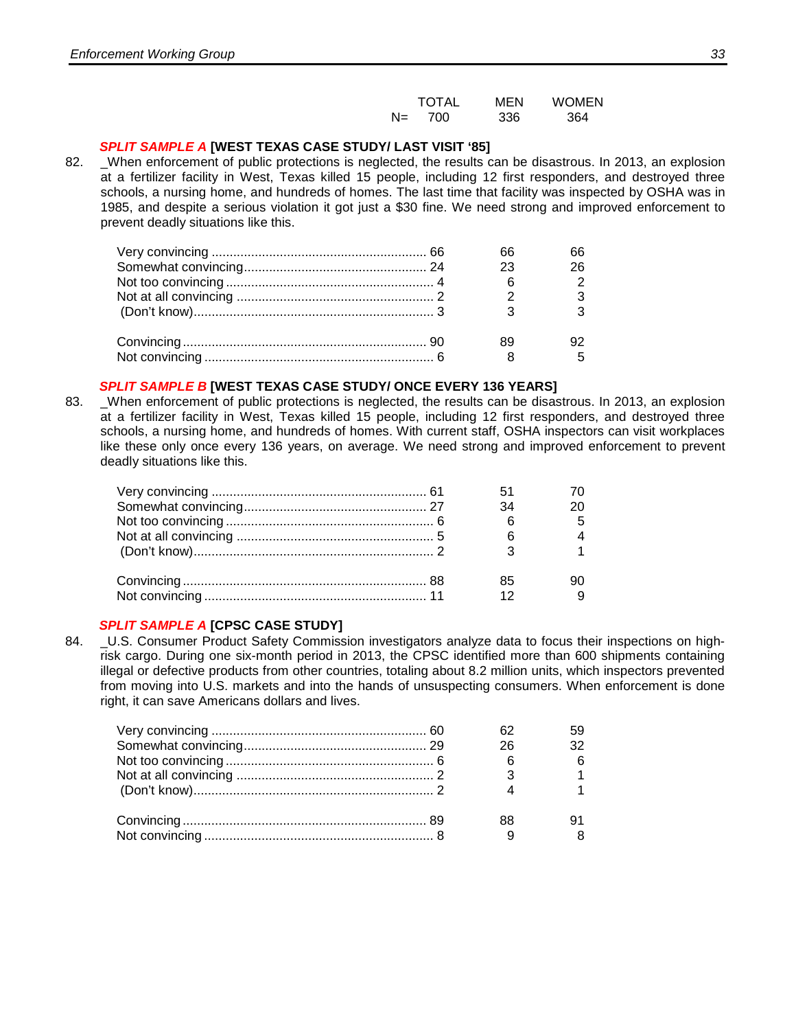| | TOTAL | MEN | WOMEN |
|---|---|---|---|
| N= | 700 | 336 | 364 |

***SPLIT SAMPLE A*** **[WEST TEXAS CASE STUDY/ LAST VISIT '85]**

82. _When enforcement of public protections is neglected, the results can be disastrous. In 2013, an explosion at a fertilizer facility in West, Texas killed 15 people, including 12 first responders, and destroyed three schools, a nursing home, and hundreds of homes. The last time that facility was inspected by OSHA was in 1985, and despite a serious violation it got just a $30 fine. We need strong and improved enforcement to prevent deadly situations like this.

| | TOTAL | MEN | WOMEN |
|---|---|---|---|
| Very convincing | 66 | 66 | 66 |
| Somewhat convincing | 24 | 23 | 26 |
| Not too convincing | 4 | 6 | 2 |
| Not at all convincing | 2 | 2 | 3 |
| (Don't know) | 3 | 3 | 3 |
| | | | |
| Convincing | 90 | 89 | 92 |
| Not convincing | 6 | 8 | 5 |

***SPLIT SAMPLE B*** **[WEST TEXAS CASE STUDY/ ONCE EVERY 136 YEARS]**

83. _When enforcement of public protections is neglected, the results can be disastrous. In 2013, an explosion at a fertilizer facility in West, Texas killed 15 people, including 12 first responders, and destroyed three schools, a nursing home, and hundreds of homes. With current staff, OSHA inspectors can visit workplaces like these only once every 136 years, on average. We need strong and improved enforcement to prevent deadly situations like this.

| | TOTAL | MEN | WOMEN |
|---|---|---|---|
| Very convincing | 61 | 51 | 70 |
| Somewhat convincing | 27 | 34 | 20 |
| Not too convincing | 6 | 6 | 5 |
| Not at all convincing | 5 | 6 | 4 |
| (Don't know) | 2 | 3 | 1 |
| | | | |
| Convincing | 88 | 85 | 90 |
| Not convincing | 11 | 12 | 9 |

***SPLIT SAMPLE A*** **[CPSC CASE STUDY]**

84. _U.S. Consumer Product Safety Commission investigators analyze data to focus their inspections on high-risk cargo. During one six-month period in 2013, the CPSC identified more than 600 shipments containing illegal or defective products from other countries, totaling about 8.2 million units, which inspectors prevented from moving into U.S. markets and into the hands of unsuspecting consumers. When enforcement is done right, it can save Americans dollars and lives.

| | TOTAL | MEN | WOMEN |
|---|---|---|---|
| Very convincing | 60 | 62 | 59 |
| Somewhat convincing | 29 | 26 | 32 |
| Not too convincing | 6 | 6 | 6 |
| Not at all convincing | 2 | 3 | 1 |
| (Don't know) | 2 | 4 | 1 |
| | | | |
| Convincing | 89 | 88 | 91 |
| Not convincing | 8 | 9 | 8 |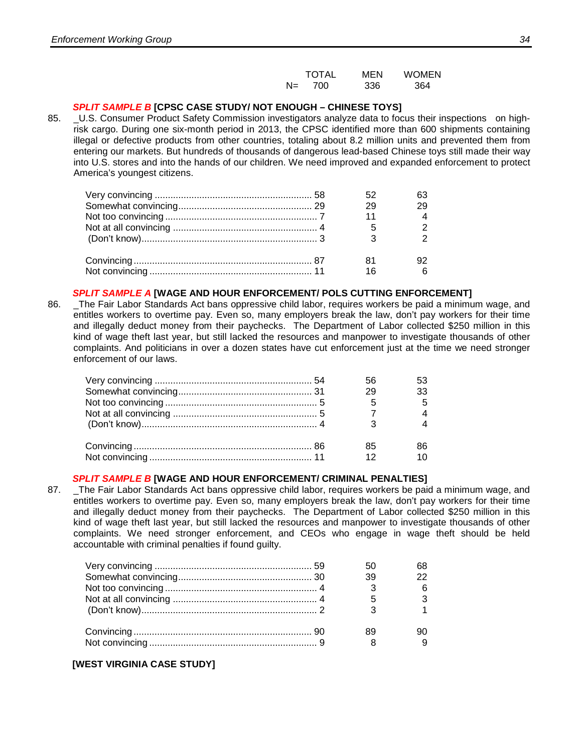| | TOTAL | MEN | WOMEN |
|---|---|---|---|
| N= | 700 | 336 | 364 |

***SPLIT SAMPLE B*** **[CPSC CASE STUDY/ NOT ENOUGH – CHINESE TOYS]**

85. _U.S. Consumer Product Safety Commission investigators analyze data to focus their inspections on high-risk cargo. During one six-month period in 2013, the CPSC identified more than 600 shipments containing illegal or defective products from other countries, totaling about 8.2 million units and prevented them from entering our markets. But hundreds of thousands of dangerous lead-based Chinese toys still made their way into U.S. stores and into the hands of our children. We need improved and expanded enforcement to protect America's youngest citizens.

| | TOTAL | MEN | WOMEN |
|---|---|---|---|
| Very convincing | 58 | 52 | 63 |
| Somewhat convincing | 29 | 29 | 29 |
| Not too convincing | 7 | 11 | 4 |
| Not at all convincing | 4 | 5 | 2 |
| (Don't know) | 3 | 3 | 2 |
| | | | |
| Convincing | 87 | 81 | 92 |
| Not convincing | 11 | 16 | 6 |

***SPLIT SAMPLE A*** **[WAGE AND HOUR ENFORCEMENT/ POLS CUTTING ENFORCEMENT]**

86. _The Fair Labor Standards Act bans oppressive child labor, requires workers be paid a minimum wage, and entitles workers to overtime pay. Even so, many employers break the law, don't pay workers for their time and illegally deduct money from their paychecks. The Department of Labor collected $250 million in this kind of wage theft last year, but still lacked the resources and manpower to investigate thousands of other complaints. And politicians in over a dozen states have cut enforcement just at the time we need stronger enforcement of our laws.

| | TOTAL | MEN | WOMEN |
|---|---|---|---|
| Very convincing | 54 | 56 | 53 |
| Somewhat convincing | 31 | 29 | 33 |
| Not too convincing | 5 | 5 | 5 |
| Not at all convincing | 5 | 7 | 4 |
| (Don't know) | 4 | 3 | 4 |
| | | | |
| Convincing | 86 | 85 | 86 |
| Not convincing | 11 | 12 | 10 |

***SPLIT SAMPLE B*** **[WAGE AND HOUR ENFORCEMENT/ CRIMINAL PENALTIES]**

87. _The Fair Labor Standards Act bans oppressive child labor, requires workers be paid a minimum wage, and entitles workers to overtime pay. Even so, many employers break the law, don't pay workers for their time and illegally deduct money from their paychecks. The Department of Labor collected $250 million in this kind of wage theft last year, but still lacked the resources and manpower to investigate thousands of other complaints. We need stronger enforcement, and CEOs who engage in wage theft should be held accountable with criminal penalties if found guilty.

| | TOTAL | MEN | WOMEN |
|---|---|---|---|
| Very convincing | 59 | 50 | 68 |
| Somewhat convincing | 30 | 39 | 22 |
| Not too convincing | 4 | 3 | 6 |
| Not at all convincing | 4 | 5 | 3 |
| (Don't know) | 2 | 3 | 1 |
| | | | |
| Convincing | 90 | 89 | 90 |
| Not convincing | 9 | 8 | 9 |

**[WEST VIRGINIA CASE STUDY]**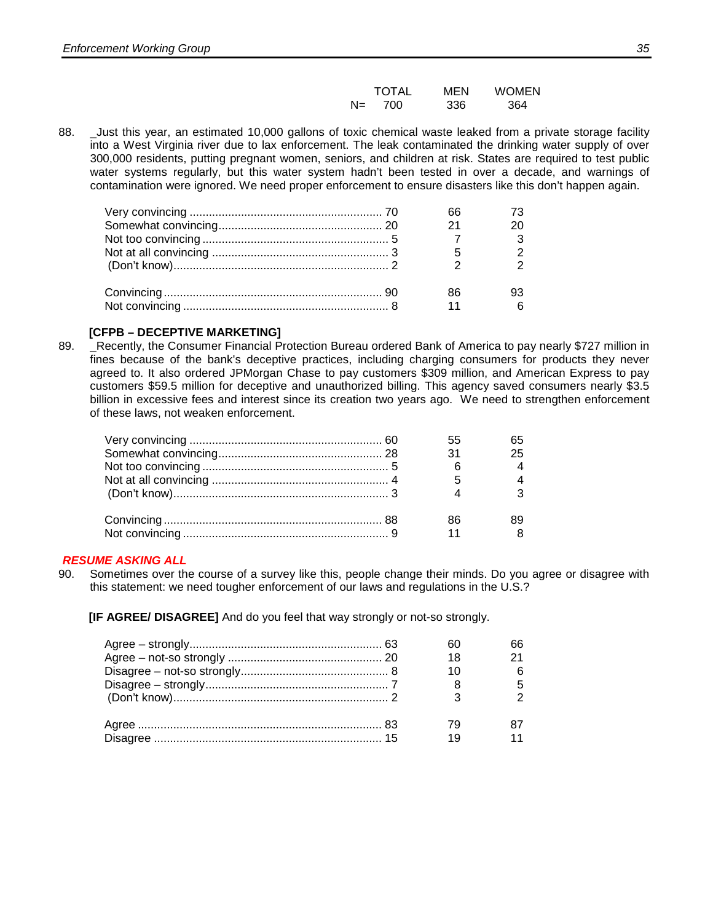| | TOTAL | MEN | WOMEN |
|---|---|---|---|
| N= | 700 | 336 | 364 |

88. _Just this year, an estimated 10,000 gallons of toxic chemical waste leaked from a private storage facility into a West Virginia river due to lax enforcement. The leak contaminated the drinking water supply of over 300,000 residents, putting pregnant women, seniors, and children at risk. States are required to test public water systems regularly, but this water system hadn't been tested in over a decade, and warnings of contamination were ignored. We need proper enforcement to ensure disasters like this don't happen again.

| | TOTAL | MEN | WOMEN |
|---|---|---|---|
| Very convincing | 70 | 66 | 73 |
| Somewhat convincing | 20 | 21 | 20 |
| Not too convincing | 5 | 7 | 3 |
| Not at all convincing | 3 | 5 | 2 |
| (Don't know) | 2 | 2 | 2 |
| Convincing | 90 | 86 | 93 |
| Not convincing | 8 | 11 | 6 |

**[CFPB – DECEPTIVE MARKETING]**

89. _Recently, the Consumer Financial Protection Bureau ordered Bank of America to pay nearly $727 million in fines because of the bank's deceptive practices, including charging consumers for products they never agreed to. It also ordered JPMorgan Chase to pay customers $309 million, and American Express to pay customers $59.5 million for deceptive and unauthorized billing. This agency saved consumers nearly $3.5 billion in excessive fees and interest since its creation two years ago. We need to strengthen enforcement of these laws, not weaken enforcement.

| | TOTAL | MEN | WOMEN |
|---|---|---|---|
| Very convincing | 60 | 55 | 65 |
| Somewhat convincing | 28 | 31 | 25 |
| Not too convincing | 5 | 6 | 4 |
| Not at all convincing | 4 | 5 | 4 |
| (Don't know) | 3 | 4 | 3 |
| Convincing | 88 | 86 | 89 |
| Not convincing | 9 | 11 | 8 |

***RESUME ASKING ALL***

90. Sometimes over the course of a survey like this, people change their minds. Do you agree or disagree with this statement: we need tougher enforcement of our laws and regulations in the U.S.?

**[IF AGREE/ DISAGREE]** And do you feel that way strongly or not-so strongly.

| | TOTAL | MEN | WOMEN |
|---|---|---|---|
| Agree – strongly | 63 | 60 | 66 |
| Agree – not-so strongly | 20 | 18 | 21 |
| Disagree – not-so strongly | 8 | 10 | 6 |
| Disagree – strongly | 7 | 8 | 5 |
| (Don't know) | 2 | 3 | 2 |
| Agree | 83 | 79 | 87 |
| Disagree | 15 | 19 | 11 |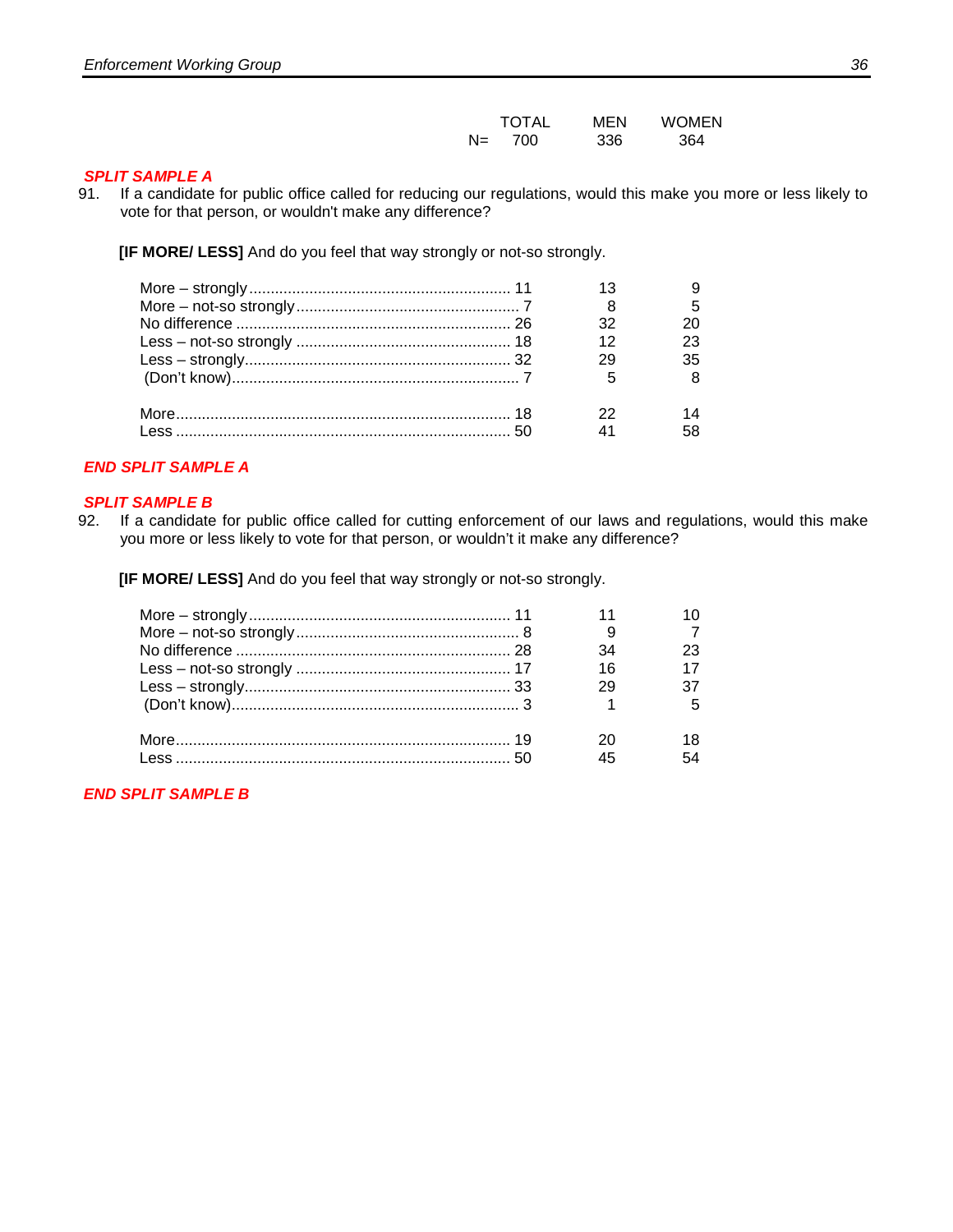| | TOTAL | MEN | WOMEN |
|---|---|---|---|
| N= | 700 | 336 | 364 |

***SPLIT SAMPLE A***

91. If a candidate for public office called for reducing our regulations, would this make you more or less likely to vote for that person, or wouldn't make any difference?

**[IF MORE/ LESS]** And do you feel that way strongly or not-so strongly.

| | TOTAL | MEN | WOMEN |
|---|---|---|---|
| More – strongly | 11 | 13 | 9 |
| More – not-so strongly | 7 | 8 | 5 |
| No difference | 26 | 32 | 20 |
| Less – not-so strongly | 18 | 12 | 23 |
| Less – strongly | 32 | 29 | 35 |
| (Don't know) | 7 | 5 | 8 |
| | | | |
| More | 18 | 22 | 14 |
| Less | 50 | 41 | 58 |

***END SPLIT SAMPLE A***

***SPLIT SAMPLE B***

92. If a candidate for public office called for cutting enforcement of our laws and regulations, would this make you more or less likely to vote for that person, or wouldn't it make any difference?

**[IF MORE/ LESS]** And do you feel that way strongly or not-so strongly.

| | TOTAL | MEN | WOMEN |
|---|---|---|---|
| More – strongly | 11 | 11 | 10 |
| More – not-so strongly | 8 | 9 | 7 |
| No difference | 28 | 34 | 23 |
| Less – not-so strongly | 17 | 16 | 17 |
| Less – strongly | 33 | 29 | 37 |
| (Don't know) | 3 | 1 | 5 |
| | | | |
| More | 19 | 20 | 18 |
| Less | 50 | 45 | 54 |

***END SPLIT SAMPLE B***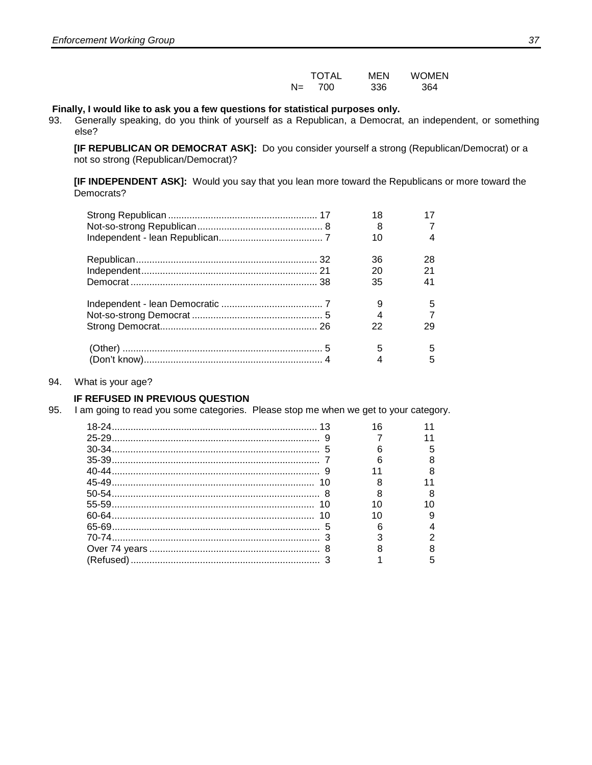|  | TOTAL | MEN | WOMEN |
|---|---|---|---|
| N= | 700 | 336 | 364 |

**Finally, I would like to ask you a few questions for statistical purposes only.**

93. Generally speaking, do you think of yourself as a Republican, a Democrat, an independent, or something else?

**[IF REPUBLICAN OR DEMOCRAT ASK]:** Do you consider yourself a strong (Republican/Democrat) or a not so strong (Republican/Democrat)?

**[IF INDEPENDENT ASK]:** Would you say that you lean more toward the Republicans or more toward the Democrats?

|  | TOTAL | MEN | WOMEN |
|---|---|---|---|
| Strong Republican | 17 | 18 | 17 |
| Not-so-strong Republican | 8 | 8 | 7 |
| Independent - lean Republican | 7 | 10 | 4 |
| Republican | 32 | 36 | 28 |
| Independent | 21 | 20 | 21 |
| Democrat | 38 | 35 | 41 |
| Independent - lean Democratic | 7 | 9 | 5 |
| Not-so-strong Democrat | 5 | 4 | 7 |
| Strong Democrat | 26 | 22 | 29 |
| (Other) | 5 | 5 | 5 |
| (Don't know) | 4 | 4 | 5 |

94. What is your age?

**IF REFUSED IN PREVIOUS QUESTION**

95. I am going to read you some categories. Please stop me when we get to your category.

|  | TOTAL | MEN | WOMEN |
|---|---|---|---|
| 18-24 | 13 | 16 | 11 |
| 25-29 | 9 | 7 | 11 |
| 30-34 | 5 | 6 | 5 |
| 35-39 | 7 | 6 | 8 |
| 40-44 | 9 | 11 | 8 |
| 45-49 | 10 | 8 | 11 |
| 50-54 | 8 | 8 | 8 |
| 55-59 | 10 | 10 | 10 |
| 60-64 | 10 | 10 | 9 |
| 65-69 | 5 | 6 | 4 |
| 70-74 | 3 | 3 | 2 |
| Over 74 years | 8 | 8 | 8 |
| (Refused) | 3 | 1 | 5 |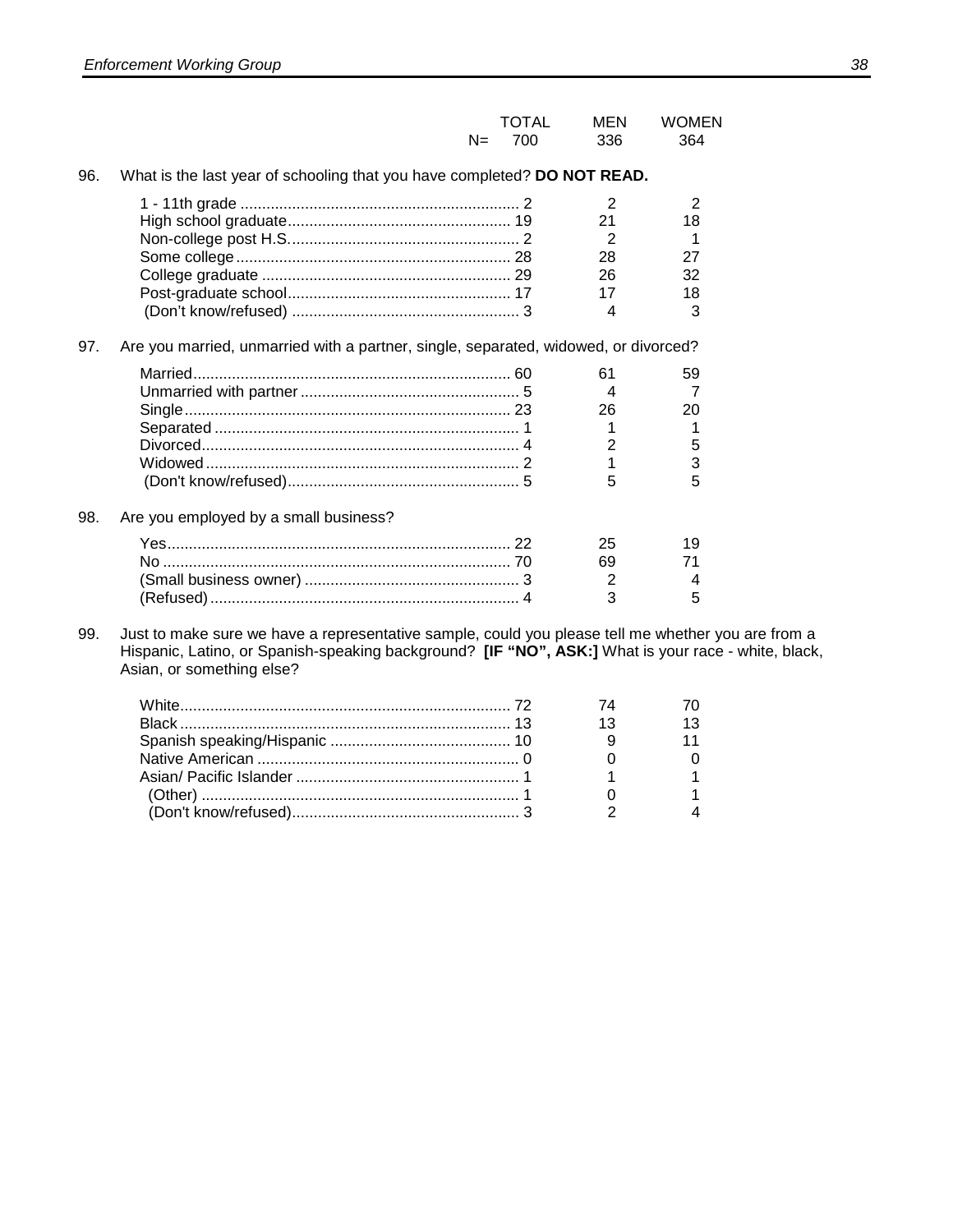| | TOTAL | MEN | WOMEN |
|---|---|---|---|
| N= | 700 | 336 | 364 |

96. What is the last year of schooling that you have completed? **DO NOT READ.**

| | TOTAL | MEN | WOMEN |
|---|---|---|---|
| 1 - 11th grade | 2 | 2 | 2 |
| High school graduate | 19 | 21 | 18 |
| Non-college post H.S. | 2 | 2 | 1 |
| Some college | 28 | 28 | 27 |
| College graduate | 29 | 26 | 32 |
| Post-graduate school | 17 | 17 | 18 |
| (Don't know/refused) | 3 | 4 | 3 |

97. Are you married, unmarried with a partner, single, separated, widowed, or divorced?

| | TOTAL | MEN | WOMEN |
|---|---|---|---|
| Married | 60 | 61 | 59 |
| Unmarried with partner | 5 | 4 | 7 |
| Single | 23 | 26 | 20 |
| Separated | 1 | 1 | 1 |
| Divorced | 4 | 2 | 5 |
| Widowed | 2 | 1 | 3 |
| (Don't know/refused) | 5 | 5 | 5 |

98. Are you employed by a small business?

| | TOTAL | MEN | WOMEN |
|---|---|---|---|
| Yes | 22 | 25 | 19 |
| No | 70 | 69 | 71 |
| (Small business owner) | 3 | 2 | 4 |
| (Refused) | 4 | 3 | 5 |

99. Just to make sure we have a representative sample, could you please tell me whether you are from a Hispanic, Latino, or Spanish-speaking background? **[IF "NO", ASK:]** What is your race - white, black, Asian, or something else?

| | TOTAL | MEN | WOMEN |
|---|---|---|---|
| White | 72 | 74 | 70 |
| Black | 13 | 13 | 13 |
| Spanish speaking/Hispanic | 10 | 9 | 11 |
| Native American | 0 | 0 | 0 |
| Asian/ Pacific Islander | 1 | 1 | 1 |
| (Other) | 1 | 0 | 1 |
| (Don't know/refused) | 3 | 2 | 4 |